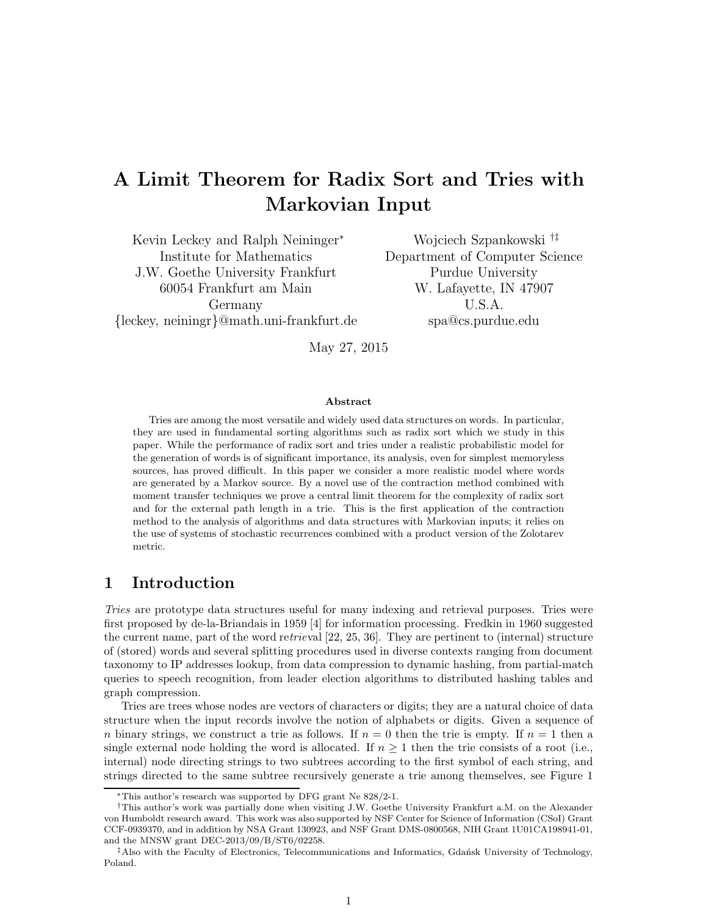# A Limit Theorem for Radix Sort and Tries with Markovian Input

Kevin Leckey and Ralph Neininger*
Institute for Mathematics
J.W. Goethe University Frankfurt
60054 Frankfurt am Main
Germany
{leckey, neiningr}@math.uni-frankfurt.de

Wojciech Szpankowski †‡
Department of Computer Science
Purdue University
W. Lafayette, IN 47907
U.S.A.
spa@cs.purdue.edu

May 27, 2015

**Abstract**

Tries are among the most versatile and widely used data structures on words. In particular, they are used in fundamental sorting algorithms such as radix sort which we study in this paper. While the performance of radix sort and tries under a realistic probabilistic model for the generation of words is of significant importance, its analysis, even for simplest memoryless sources, has proved difficult. In this paper we consider a more realistic model where words are generated by a Markov source. By a novel use of the contraction method combined with moment transfer techniques we prove a central limit theorem for the complexity of radix sort and for the external path length in a trie. This is the first application of the contraction method to the analysis of algorithms and data structures with Markovian inputs; it relies on the use of systems of stochastic recurrences combined with a product version of the Zolotarev metric.

## 1 Introduction

*Tries* are prototype data structures useful for many indexing and retrieval purposes. Tries were first proposed by de-la-Briandais in 1959 [4] for information processing. Fredkin in 1960 suggested the current name, part of the word re*trie*val [22, 25, 36]. They are pertinent to (internal) structure of (stored) words and several splitting procedures used in diverse contexts ranging from document taxonomy to IP addresses lookup, from data compression to dynamic hashing, from partial-match queries to speech recognition, from leader election algorithms to distributed hashing tables and graph compression.

Tries are trees whose nodes are vectors of characters or digits; they are a natural choice of data structure when the input records involve the notion of alphabets or digits. Given a sequence of $n$ binary strings, we construct a trie as follows. If $n = 0$ then the trie is empty. If $n = 1$ then a single external node holding the word is allocated. If $n \geq 1$ then the trie consists of a root (i.e., internal) node directing strings to two subtrees according to the first symbol of each string, and strings directed to the same subtree recursively generate a trie among themselves, see Figure 1

*This author's research was supported by DFG grant Ne 828/2-1.

†This author's work was partially done when visiting J.W. Goethe University Frankfurt a.M. on the Alexander von Humboldt research award. This work was also supported by NSF Center for Science of Information (CSoI) Grant CCF-0939370, and in addition by NSA Grant 130923, and NSF Grant DMS-0800568, NIH Grant 1U01CA198941-01, and the MNSW grant DEC-2013/09/B/ST6/02258.

‡Also with the Faculty of Electronics, Telecommunications and Informatics, Gdańsk University of Technology, Poland.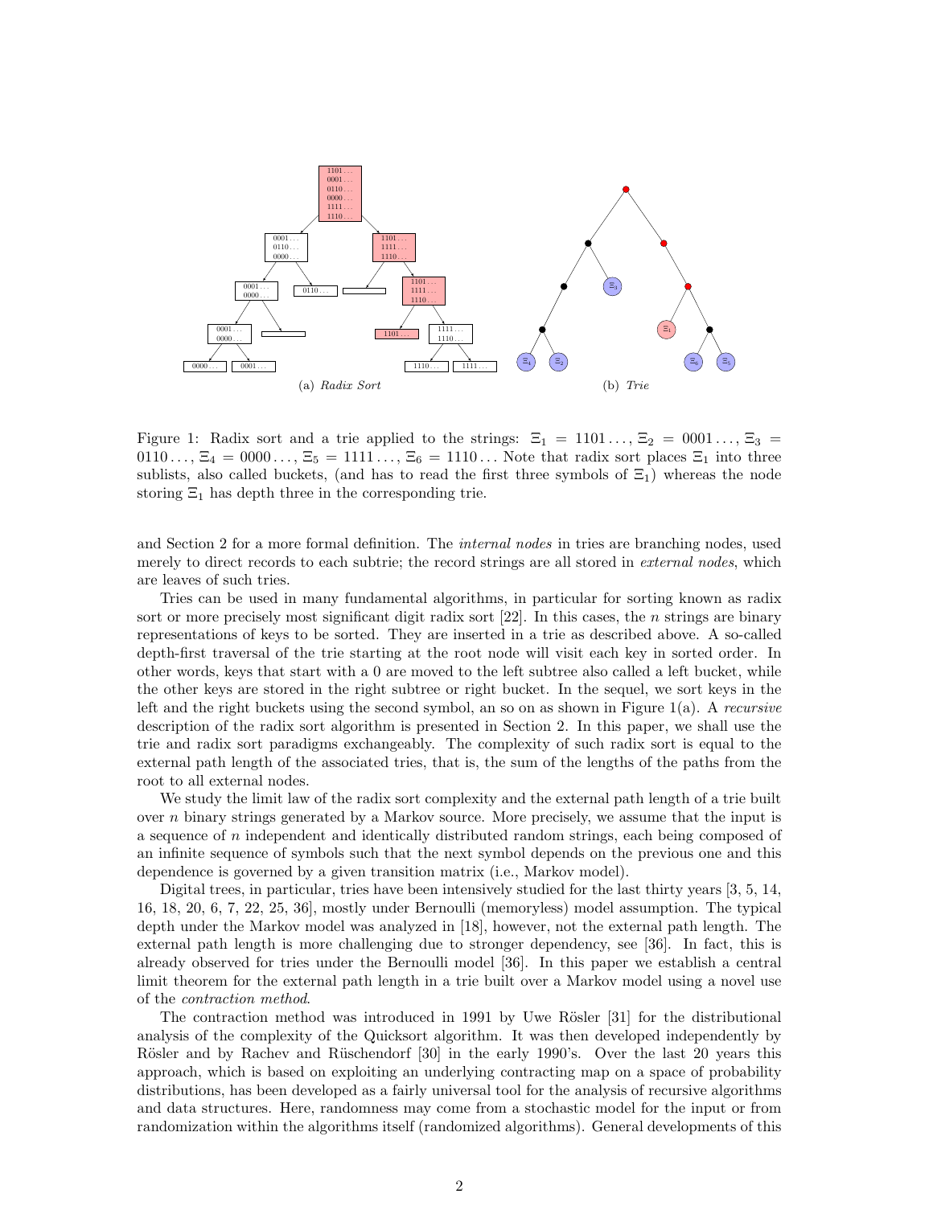(a) *Radix Sort* (b) *Trie*

Figure 1: Radix sort and a trie applied to the strings: $\Xi_1 = 1101\ldots$, $\Xi_2 = 0001\ldots$, $\Xi_3 = 0110\ldots$, $\Xi_4 = 0000\ldots$, $\Xi_5 = 1111\ldots$, $\Xi_6 = 1110\ldots$ Note that radix sort places $\Xi_1$ into three sublists, also called buckets, (and has to read the first three symbols of $\Xi_1$) whereas the node storing $\Xi_1$ has depth three in the corresponding trie.

and Section 2 for a more formal definition. The *internal nodes* in tries are branching nodes, used merely to direct records to each subtrie; the record strings are all stored in *external nodes*, which are leaves of such tries.

Tries can be used in many fundamental algorithms, in particular for sorting known as radix sort or more precisely most significant digit radix sort [22]. In this cases, the $n$ strings are binary representations of keys to be sorted. They are inserted in a trie as described above. A so-called depth-first traversal of the trie starting at the root node will visit each key in sorted order. In other words, keys that start with a 0 are moved to the left subtree also called a left bucket, while the other keys are stored in the right subtree or right bucket. In the sequel, we sort keys in the left and the right buckets using the second symbol, an so on as shown in Figure 1(a). A *recursive* description of the radix sort algorithm is presented in Section 2. In this paper, we shall use the trie and radix sort paradigms exchangeably. The complexity of such radix sort is equal to the external path length of the associated tries, that is, the sum of the lengths of the paths from the root to all external nodes.

We study the limit law of the radix sort complexity and the external path length of a trie built over $n$ binary strings generated by a Markov source. More precisely, we assume that the input is a sequence of $n$ independent and identically distributed random strings, each being composed of an infinite sequence of symbols such that the next symbol depends on the previous one and this dependence is governed by a given transition matrix (i.e., Markov model).

Digital trees, in particular, tries have been intensively studied for the last thirty years [3, 5, 14, 16, 18, 20, 6, 7, 22, 25, 36], mostly under Bernoulli (memoryless) model assumption. The typical depth under the Markov model was analyzed in [18], however, not the external path length. The external path length is more challenging due to stronger dependency, see [36]. In fact, this is already observed for tries under the Bernoulli model [36]. In this paper we establish a central limit theorem for the external path length in a trie built over a Markov model using a novel use of the *contraction method*.

The contraction method was introduced in 1991 by Uwe Rösler [31] for the distributional analysis of the complexity of the Quicksort algorithm. It was then developed independently by Rösler and by Rachev and Rüschendorf [30] in the early 1990's. Over the last 20 years this approach, which is based on exploiting an underlying contracting map on a space of probability distributions, has been developed as a fairly universal tool for the analysis of recursive algorithms and data structures. Here, randomness may come from a stochastic model for the input or from randomization within the algorithms itself (randomized algorithms). General developments of this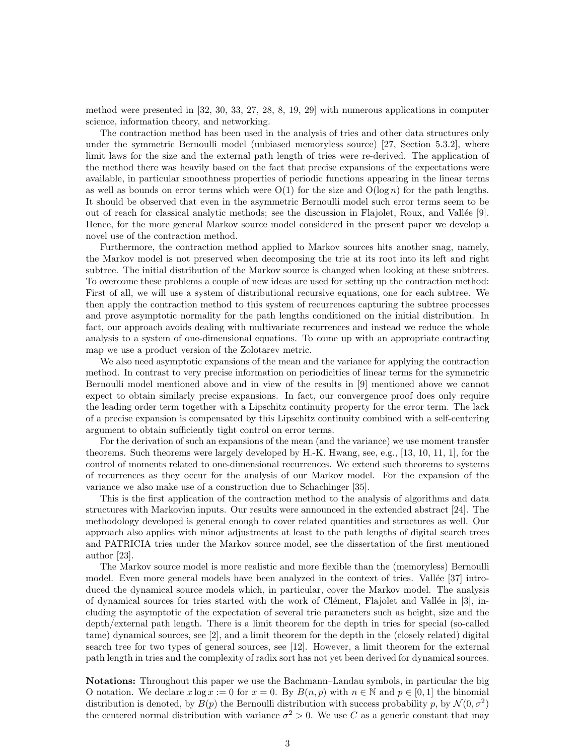method were presented in [32, 30, 33, 27, 28, 8, 19, 29] with numerous applications in computer science, information theory, and networking.

The contraction method has been used in the analysis of tries and other data structures only under the symmetric Bernoulli model (unbiased memoryless source) [27, Section 5.3.2], where limit laws for the size and the external path length of tries were re-derived. The application of the method there was heavily based on the fact that precise expansions of the expectations were available, in particular smoothness properties of periodic functions appearing in the linear terms as well as bounds on error terms which were $\mathrm{O}(1)$ for the size and $\mathrm{O}(\log n)$ for the path lengths. It should be observed that even in the asymmetric Bernoulli model such error terms seem to be out of reach for classical analytic methods; see the discussion in Flajolet, Roux, and Vallée [9]. Hence, for the more general Markov source model considered in the present paper we develop a novel use of the contraction method.

Furthermore, the contraction method applied to Markov sources hits another snag, namely, the Markov model is not preserved when decomposing the trie at its root into its left and right subtree. The initial distribution of the Markov source is changed when looking at these subtrees. To overcome these problems a couple of new ideas are used for setting up the contraction method: First of all, we will use a system of distributional recursive equations, one for each subtree. We then apply the contraction method to this system of recurrences capturing the subtree processes and prove asymptotic normality for the path lengths conditioned on the initial distribution. In fact, our approach avoids dealing with multivariate recurrences and instead we reduce the whole analysis to a system of one-dimensional equations. To come up with an appropriate contracting map we use a product version of the Zolotarev metric.

We also need asymptotic expansions of the mean and the variance for applying the contraction method. In contrast to very precise information on periodicities of linear terms for the symmetric Bernoulli model mentioned above and in view of the results in [9] mentioned above we cannot expect to obtain similarly precise expansions. In fact, our convergence proof does only require the leading order term together with a Lipschitz continuity property for the error term. The lack of a precise expansion is compensated by this Lipschitz continuity combined with a self-centering argument to obtain sufficiently tight control on error terms.

For the derivation of such an expansions of the mean (and the variance) we use moment transfer theorems. Such theorems were largely developed by H.-K. Hwang, see, e.g., [13, 10, 11, 1], for the control of moments related to one-dimensional recurrences. We extend such theorems to systems of recurrences as they occur for the analysis of our Markov model. For the expansion of the variance we also make use of a construction due to Schachinger [35].

This is the first application of the contraction method to the analysis of algorithms and data structures with Markovian inputs. Our results were announced in the extended abstract [24]. The methodology developed is general enough to cover related quantities and structures as well. Our approach also applies with minor adjustments at least to the path lengths of digital search trees and PATRICIA tries under the Markov source model, see the dissertation of the first mentioned author [23].

The Markov source model is more realistic and more flexible than the (memoryless) Bernoulli model. Even more general models have been analyzed in the context of tries. Vallée [37] introduced the dynamical source models which, in particular, cover the Markov model. The analysis of dynamical sources for tries started with the work of Clément, Flajolet and Vallée in [3], including the asymptotic of the expectation of several trie parameters such as height, size and the depth/external path length. There is a limit theorem for the depth in tries for special (so-called tame) dynamical sources, see [2], and a limit theorem for the depth in the (closely related) digital search tree for two types of general sources, see [12]. However, a limit theorem for the external path length in tries and the complexity of radix sort has not yet been derived for dynamical sources.

**Notations:** Throughout this paper we use the Bachmann–Landau symbols, in particular the big O notation. We declare $x \log x := 0$ for $x = 0$. By $B(n, p)$ with $n \in \mathbb{N}$ and $p \in [0, 1]$ the binomial distribution is denoted, by $B(p)$ the Bernoulli distribution with success probability $p$, by $\mathcal{N}(0, \sigma^2)$ the centered normal distribution with variance $\sigma^2 > 0$. We use $C$ as a generic constant that may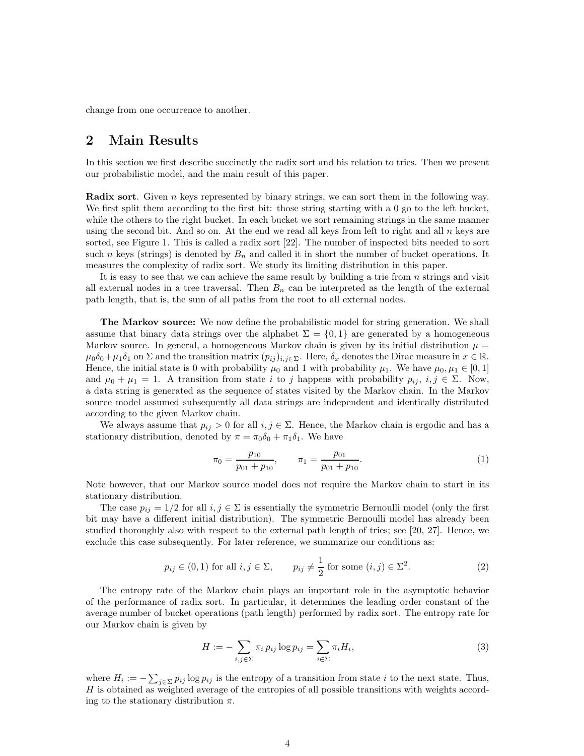change from one occurrence to another.

## 2 Main Results

In this section we first describe succinctly the radix sort and his relation to tries. Then we present our probabilistic model, and the main result of this paper.

**Radix sort**. Given $n$ keys represented by binary strings, we can sort them in the following way. We first split them according to the first bit: those string starting with a 0 go to the left bucket, while the others to the right bucket. In each bucket we sort remaining strings in the same manner using the second bit. And so on. At the end we read all keys from left to right and all $n$ keys are sorted, see Figure 1. This is called a radix sort [22]. The number of inspected bits needed to sort such $n$ keys (strings) is denoted by $B_n$ and called it in short the number of bucket operations. It measures the complexity of radix sort. We study its limiting distribution in this paper.

It is easy to see that we can achieve the same result by building a trie from $n$ strings and visit all external nodes in a tree traversal. Then $B_n$ can be interpreted as the length of the external path length, that is, the sum of all paths from the root to all external nodes.

**The Markov source:** We now define the probabilistic model for string generation. We shall assume that binary data strings over the alphabet $\Sigma = \{0, 1\}$ are generated by a homogeneous Markov source. In general, a homogeneous Markov chain is given by its initial distribution $\mu = \mu_0\delta_0 + \mu_1\delta_1$ on $\Sigma$ and the transition matrix $(p_{ij})_{i,j\in\Sigma}$. Here, $\delta_x$ denotes the Dirac measure in $x \in \mathbb{R}$. Hence, the initial state is 0 with probability $\mu_0$ and 1 with probability $\mu_1$. We have $\mu_0, \mu_1 \in [0, 1]$ and $\mu_0 + \mu_1 = 1$. A transition from state $i$ to $j$ happens with probability $p_{ij}$, $i, j \in \Sigma$. Now, a data string is generated as the sequence of states visited by the Markov chain. In the Markov source model assumed subsequently all data strings are independent and identically distributed according to the given Markov chain.

We always assume that $p_{ij} > 0$ for all $i, j \in \Sigma$. Hence, the Markov chain is ergodic and has a stationary distribution, denoted by $\pi = \pi_0\delta_0 + \pi_1\delta_1$. We have

$$\pi_0 = \frac{p_{10}}{p_{01} + p_{10}}, \qquad \pi_1 = \frac{p_{01}}{p_{01} + p_{10}}. \tag{1}$$

Note however, that our Markov source model does not require the Markov chain to start in its stationary distribution.

The case $p_{ij} = 1/2$ for all $i, j \in \Sigma$ is essentially the symmetric Bernoulli model (only the first bit may have a different initial distribution). The symmetric Bernoulli model has already been studied thoroughly also with respect to the external path length of tries; see [20, 27]. Hence, we exclude this case subsequently. For later reference, we summarize our conditions as:

$$p_{ij} \in (0, 1) \text{ for all } i, j \in \Sigma, \qquad p_{ij} \neq \frac{1}{2} \text{ for some } (i, j) \in \Sigma^2. \tag{2}$$

The entropy rate of the Markov chain plays an important role in the asymptotic behavior of the performance of radix sort. In particular, it determines the leading order constant of the average number of bucket operations (path length) performed by radix sort. The entropy rate for our Markov chain is given by

$$H := -\sum_{i,j\in\Sigma} \pi_i \, p_{ij} \log p_{ij} = \sum_{i\in\Sigma} \pi_i H_i, \tag{3}$$

where $H_i := -\sum_{j\in\Sigma} p_{ij} \log p_{ij}$ is the entropy of a transition from state $i$ to the next state. Thus, $H$ is obtained as weighted average of the entropies of all possible transitions with weights according to the stationary distribution $\pi$.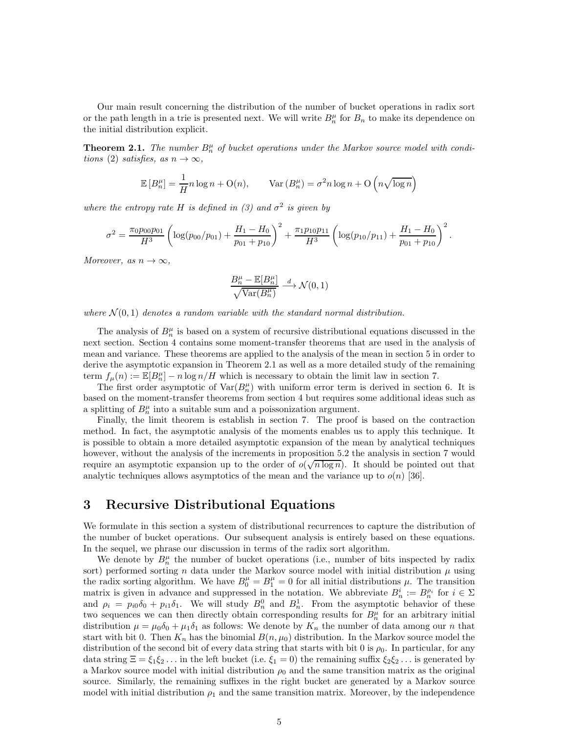Our main result concerning the distribution of the number of bucket operations in radix sort or the path length in a trie is presented next. We will write $B_n^\mu$ for $B_n$ to make its dependence on the initial distribution explicit.

**Theorem 2.1.** *The number $B_n^\mu$ of bucket operations under the Markov source model with conditions (2) satisfies, as $n \to \infty$,*

$$\mathbb{E}\,[B_n^\mu] = \frac{1}{H} n \log n + \mathrm{O}(n), \qquad \mathrm{Var}\,(B_n^\mu) = \sigma^2 n \log n + \mathrm{O}\left(n\sqrt{\log n}\right)$$

*where the entropy rate $H$ is defined in (3) and $\sigma^2$ is given by*

$$\sigma^2 = \frac{\pi_0 p_{00} p_{01}}{H^3}\left(\log(p_{00}/p_{01}) + \frac{H_1 - H_0}{p_{01}+p_{10}}\right)^2 + \frac{\pi_1 p_{10} p_{11}}{H^3}\left(\log(p_{10}/p_{11}) + \frac{H_1 - H_0}{p_{01}+p_{10}}\right)^2.$$

*Moreover, as $n \to \infty$,*

$$\frac{B_n^\mu - \mathbb{E}[B_n^\mu]}{\sqrt{\mathrm{Var}(B_n^\mu)}} \xrightarrow{d} \mathcal{N}(0,1)$$

*where $\mathcal{N}(0,1)$ denotes a random variable with the standard normal distribution.*

The analysis of $B_n^\mu$ is based on a system of recursive distributional equations discussed in the next section. Section 4 contains some moment-transfer theorems that are used in the analysis of mean and variance. These theorems are applied to the analysis of the mean in section 5 in order to derive the asymptotic expansion in Theorem 2.1 as well as a more detailed study of the remaining term $f_\mu(n) := \mathbb{E}[B_n^\mu] - n\log n/H$ which is necessary to obtain the limit law in section 7.

The first order asymptotic of $\mathrm{Var}(B_n^\mu)$ with uniform error term is derived in section 6. It is based on the moment-transfer theorems from section 4 but requires some additional ideas such as a splitting of $B_n^\mu$ into a suitable sum and a poissonization argument.

Finally, the limit theorem is establish in section 7. The proof is based on the contraction method. In fact, the asymptotic analysis of the moments enables us to apply this technique. It is possible to obtain a more detailed asymptotic expansion of the mean by analytical techniques however, without the analysis of the increments in proposition 5.2 the analysis in section 7 would require an asymptotic expansion up to the order of $o(\sqrt{n \log n})$. It should be pointed out that analytic techniques allows asymptotics of the mean and the variance up to $o(n)$ [36].

# 3 Recursive Distributional Equations

We formulate in this section a system of distributional recurrences to capture the distribution of the number of bucket operations. Our subsequent analysis is entirely based on these equations. In the sequel, we phrase our discussion in terms of the radix sort algorithm.

We denote by $B_n^\mu$ the number of bucket operations (i.e., number of bits inspected by radix sort) performed sorting $n$ data under the Markov source model with initial distribution $\mu$ using the radix sorting algorithm. We have $B_0^\mu = B_1^\mu = 0$ for all initial distributions $\mu$. The transition matrix is given in advance and suppressed in the notation. We abbreviate $B_n^i := B_n^{\rho_i}$ for $i \in \Sigma$ and $\rho_i = p_{i0}\delta_0 + p_{i1}\delta_1$. We will study $B_n^0$ and $B_n^1$. From the asymptotic behavior of these two sequences we can then directly obtain corresponding results for $B_n^\mu$ for an arbitrary initial distribution $\mu = \mu_0\delta_0 + \mu_1\delta_1$ as follows: We denote by $K_n$ the number of data among our $n$ that start with bit 0. Then $K_n$ has the binomial $B(n, \mu_0)$ distribution. In the Markov source model the distribution of the second bit of every data string that starts with bit 0 is $\rho_0$. In particular, for any data string $\Xi = \xi_1\xi_2\ldots$ in the left bucket (i.e. $\xi_1 = 0$) the remaining suffix $\xi_2\xi_2\ldots$ is generated by a Markov source model with initial distribution $\rho_0$ and the same transition matrix as the original source. Similarly, the remaining suffixes in the right bucket are generated by a Markov source model with initial distribution $\rho_1$ and the same transition matrix. Moreover, by the independence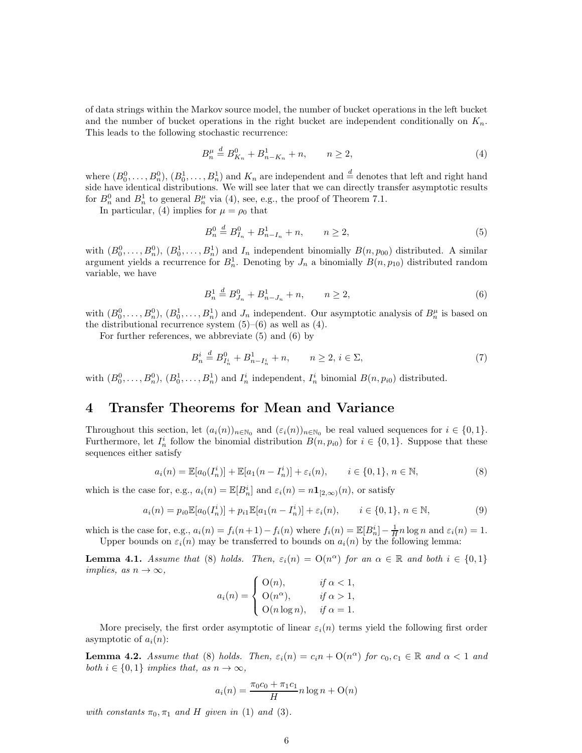of data strings within the Markov source model, the number of bucket operations in the left bucket and the number of bucket operations in the right bucket are independent conditionally on $K_n$. This leads to the following stochastic recurrence:

$$B_n^\mu \stackrel{d}{=} B^0_{K_n} + B^1_{n-K_n} + n, \qquad n \geq 2, \tag{4}$$

where $(B_0^0, \dots, B_n^0)$, $(B_0^1, \dots, B_n^1)$ and $K_n$ are independent and $\stackrel{d}{=}$ denotes that left and right hand side have identical distributions. We will see later that we can directly transfer asymptotic results for $B_n^0$ and $B_n^1$ to general $B_n^\mu$ via (4), see, e.g., the proof of Theorem 7.1.

In particular, (4) implies for $\mu = \rho_0$ that

$$B_n^0 \stackrel{d}{=} B^0_{I_n} + B^1_{n-I_n} + n, \qquad n \geq 2, \tag{5}$$

with $(B_0^0, \dots, B_n^0)$, $(B_0^1, \dots, B_n^1)$ and $I_n$ independent binomially $B(n, p_{00})$ distributed. A similar argument yields a recurrence for $B_n^1$. Denoting by $J_n$ a binomially $B(n, p_{10})$ distributed random variable, we have

$$B_n^1 \stackrel{d}{=} B^0_{J_n} + B^1_{n-J_n} + n, \qquad n \geq 2, \tag{6}$$

with $(B_0^0, \dots, B_n^0)$, $(B_0^1, \dots, B_n^1)$ and $J_n$ independent. Our asymptotic analysis of $B_n^\mu$ is based on the distributional recurrence system (5)–(6) as well as (4).

For further references, we abbreviate (5) and (6) by

$$B_n^i \stackrel{d}{=} B^0_{I_n^i} + B^1_{n-I_n^i} + n, \qquad n \geq 2,\, i \in \Sigma, \tag{7}$$

with $(B_0^0, \dots, B_n^0)$, $(B_0^1, \dots, B_n^1)$ and $I_n^i$ independent, $I_n^i$ binomial $B(n, p_{i0})$ distributed.

# 4 Transfer Theorems for Mean and Variance

Throughout this section, let $(a_i(n))_{n\in\mathbb{N}_0}$ and $(\varepsilon_i(n))_{n\in\mathbb{N}_0}$ be real valued sequences for $i \in \{0,1\}$. Furthermore, let $I_n^i$ follow the binomial distribution $B(n, p_{i0})$ for $i \in \{0,1\}$. Suppose that these sequences either satisfy

$$a_i(n) = \mathbb{E}[a_0(I_n^i)] + \mathbb{E}[a_1(n - I_n^i)] + \varepsilon_i(n), \qquad i \in \{0,1\},\, n \in \mathbb{N}, \tag{8}$$

which is the case for, e.g., $a_i(n) = \mathbb{E}[B_n^i]$ and $\varepsilon_i(n) = n\mathbf{1}_{[2,\infty)}(n)$, or satisfy

$$a_i(n) = p_{i0}\mathbb{E}[a_0(I_n^i)] + p_{i1}\mathbb{E}[a_1(n - I_n^i)] + \varepsilon_i(n), \qquad i \in \{0,1\},\, n \in \mathbb{N}, \tag{9}$$

which is the case for, e.g., $a_i(n) = f_i(n+1) - f_i(n)$ where $f_i(n) = \mathbb{E}[B_n^i] - \frac{1}{H} n \log n$ and $\varepsilon_i(n) = 1$.

Upper bounds on $\varepsilon_i(n)$ may be transferred to bounds on $a_i(n)$ by the following lemma:

**Lemma 4.1.** *Assume that* (8) *holds. Then,* $\varepsilon_i(n) = \mathrm{O}(n^\alpha)$ *for an* $\alpha \in \mathbb{R}$ *and both* $i \in \{0,1\}$ *implies, as* $n \to \infty$,

$$a_i(n) = \begin{cases} \mathrm{O}(n), & \text{if } \alpha < 1, \\ \mathrm{O}(n^\alpha), & \text{if } \alpha > 1, \\ \mathrm{O}(n \log n), & \text{if } \alpha = 1. \end{cases}$$

More precisely, the first order asymptotic of linear $\varepsilon_i(n)$ terms yield the following first order asymptotic of $a_i(n)$:

**Lemma 4.2.** *Assume that* (8) *holds. Then,* $\varepsilon_i(n) = c_i n + \mathrm{O}(n^\alpha)$ *for* $c_0, c_1 \in \mathbb{R}$ *and* $\alpha < 1$ *and both* $i \in \{0,1\}$ *implies that, as* $n \to \infty$,

$$a_i(n) = \frac{\pi_0 c_0 + \pi_1 c_1}{H} n \log n + \mathrm{O}(n)$$

*with constants* $\pi_0, \pi_1$ *and* $H$ *given in* (1) *and* (3).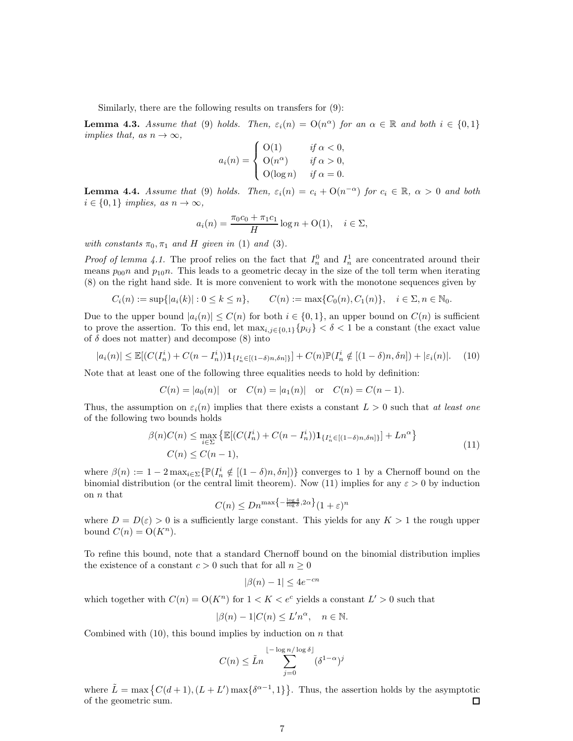Similarly, there are the following results on transfers for (9):

**Lemma 4.3.** *Assume that* (9) *holds. Then,* $\varepsilon_i(n) = \mathrm{O}(n^\alpha)$ *for an* $\alpha \in \mathbb{R}$ *and both* $i \in \{0,1\}$ *implies that, as* $n \to \infty$,

$$a_i(n) = \begin{cases} \mathrm{O}(1) & \text{if } \alpha < 0, \\ \mathrm{O}(n^\alpha) & \text{if } \alpha > 0, \\ \mathrm{O}(\log n) & \text{if } \alpha = 0. \end{cases}$$

**Lemma 4.4.** *Assume that* (9) *holds. Then,* $\varepsilon_i(n) = c_i + \mathrm{O}(n^{-\alpha})$ *for* $c_i \in \mathbb{R}$, $\alpha > 0$ *and both* $i \in \{0,1\}$ *implies, as* $n \to \infty$,

$$a_i(n) = \frac{\pi_0 c_0 + \pi_1 c_1}{H} \log n + \mathrm{O}(1), \quad i \in \Sigma,$$

*with constants* $\pi_0, \pi_1$ *and* $H$ *given in* (1) *and* (3).

*Proof of lemma 4.1.* The proof relies on the fact that $I_n^0$ and $I_n^1$ are concentrated around their means $p_{00}n$ and $p_{10}n$. This leads to a geometric decay in the size of the toll term when iterating (8) on the right hand side. It is more convenient to work with the monotone sequences given by

$$C_i(n) := \sup\{|a_i(k)| : 0 \le k \le n\}, \qquad C(n) := \max\{C_0(n), C_1(n)\}, \quad i \in \Sigma, n \in \mathbb{N}_0.$$

Due to the upper bound $|a_i(n)| \le C(n)$ for both $i \in \{0,1\}$, an upper bound on $C(n)$ is sufficient to prove the assertion. To this end, let $\max_{i,j\in\{0,1\}}\{p_{ij}\} < \delta < 1$ be a constant (the exact value of $\delta$ does not matter) and decompose (8) into

$$|a_i(n)| \le \mathbb{E}[(C(I_n^i) + C(n - I_n^i))\mathbf{1}_{\{I_n^i \in [(1-\delta)n, \delta n]\}}] + C(n)\mathbb{P}(I_n^i \notin [(1-\delta)n, \delta n]) + |\varepsilon_i(n)|. \quad (10)$$

Note that at least one of the following three equalities needs to hold by definition:

$$C(n) = |a_0(n)| \quad \text{or} \quad C(n) = |a_1(n)| \quad \text{or} \quad C(n) = C(n-1).$$

Thus, the assumption on $\varepsilon_i(n)$ implies that there exists a constant $L > 0$ such that *at least one* of the following two bounds holds

$$\begin{aligned} \beta(n)C(n) &\le \max_{i\in\Sigma} \left\{ \mathbb{E}[(C(I_n^i) + C(n - I_n^i))\mathbf{1}_{\{I_n^i \in [(1-\delta)n, \delta n]\}}] + Ln^\alpha \right\} \\ C(n) &\le C(n-1), \end{aligned} \quad (11)$$

where $\beta(n) := 1 - 2\max_{i\in\Sigma}\{\mathbb{P}(I_n^i \notin [(1-\delta)n, \delta n])\}$ converges to 1 by a Chernoff bound on the binomial distribution (or the central limit theorem). Now (11) implies for any $\varepsilon > 0$ by induction on $n$ that

$$C(n) \le D n^{\max\left\{-\frac{\log 4}{\log \delta}, 2\alpha\right\}} (1+\varepsilon)^n$$

where $D = D(\varepsilon) > 0$ is a sufficiently large constant. This yields for any $K > 1$ the rough upper bound $C(n) = \mathrm{O}(K^n)$.

To refine this bound, note that a standard Chernoff bound on the binomial distribution implies the existence of a constant $c > 0$ such that for all $n \ge 0$

$$|\beta(n) - 1| \le 4e^{-cn}$$

which together with $C(n) = \mathrm{O}(K^n)$ for $1 < K < e^c$ yields a constant $L' > 0$ such that

$$|\beta(n) - 1|C(n) \le L' n^\alpha, \quad n \in \mathbb{N}.$$

Combined with (10), this bound implies by induction on $n$ that

$$C(n) \le \tilde{L} n \sum_{j=0}^{\lfloor -\log n / \log \delta \rfloor} (\delta^{1-\alpha})^j$$

where $\tilde{L} = \max\left\{C(d+1), (L + L')\max\{\delta^{\alpha-1}, 1\}\right\}$. Thus, the assertion holds by the asymptotic of the geometric sum. $\square$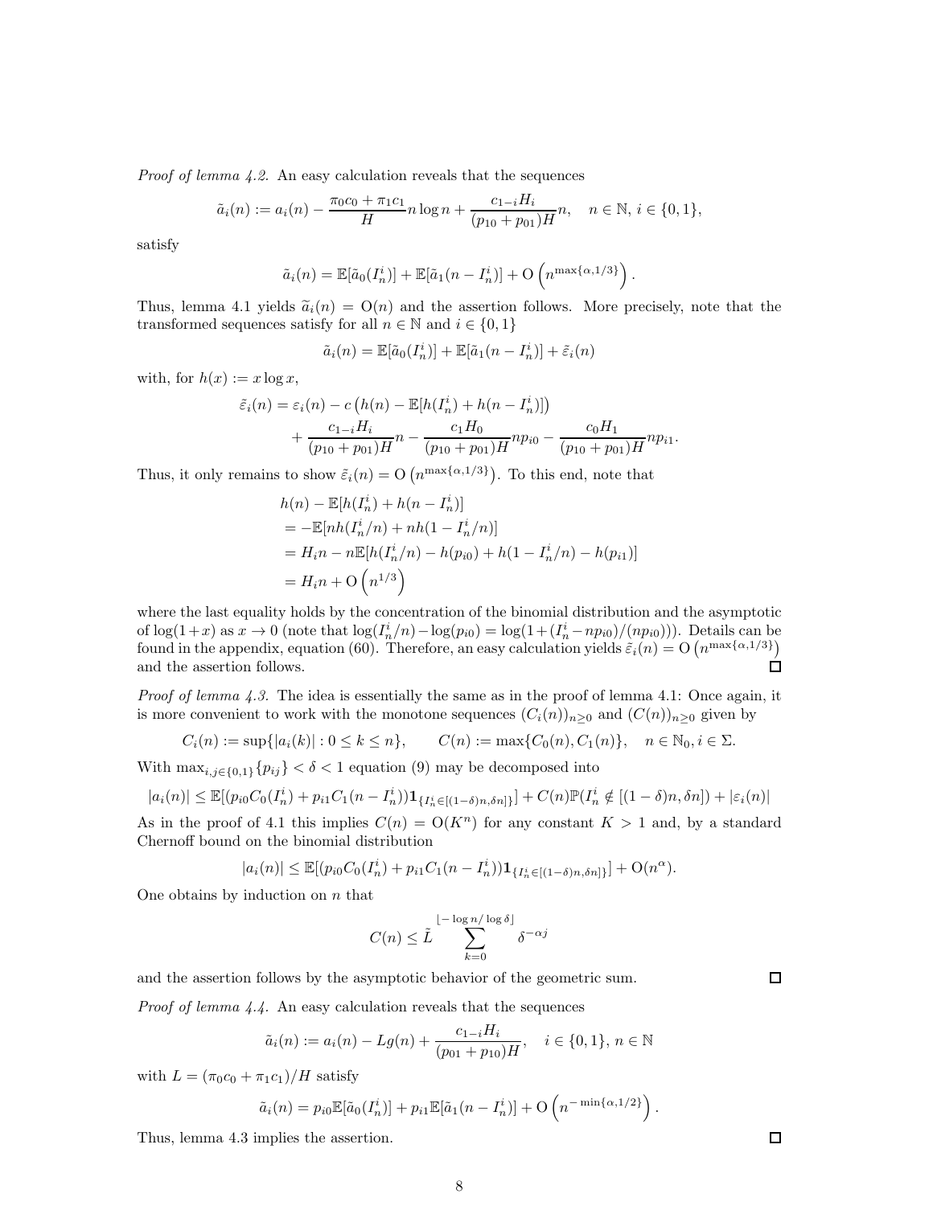*Proof of lemma 4.2.* An easy calculation reveals that the sequences

$$\tilde{a}_i(n) := a_i(n) - \frac{\pi_0 c_0 + \pi_1 c_1}{H} n \log n + \frac{c_{1-i} H_i}{(p_{10} + p_{01})H} n, \quad n \in \mathbb{N},\, i \in \{0, 1\},$$

satisfy

$$\tilde{a}_i(n) = \mathbb{E}[\tilde{a}_0(I_n^i)] + \mathbb{E}[\tilde{a}_1(n - I_n^i)] + \mathrm{O}\left(n^{\max\{\alpha, 1/3\}}\right).$$

Thus, lemma 4.1 yields $\tilde{a}_i(n) = \mathrm{O}(n)$ and the assertion follows. More precisely, note that the transformed sequences satisfy for all $n \in \mathbb{N}$ and $i \in \{0, 1\}$

$$\tilde{a}_i(n) = \mathbb{E}[\tilde{a}_0(I_n^i)] + \mathbb{E}[\tilde{a}_1(n - I_n^i)] + \tilde{\varepsilon}_i(n)$$

with, for $h(x) := x \log x$,

$$\begin{aligned}
\tilde{\varepsilon}_i(n) = \varepsilon_i(n) - c\left(h(n) - \mathbb{E}[h(I_n^i) + h(n - I_n^i)]\right) \\
+ \frac{c_{1-i} H_i}{(p_{10} + p_{01})H} n - \frac{c_1 H_0}{(p_{10} + p_{01})H} n p_{i0} - \frac{c_0 H_1}{(p_{10} + p_{01})H} n p_{i1}.
\end{aligned}$$

Thus, it only remains to show $\tilde{\varepsilon}_i(n) = \mathrm{O}\left(n^{\max\{\alpha, 1/3\}}\right)$. To this end, note that

$$\begin{aligned}
& h(n) - \mathbb{E}[h(I_n^i) + h(n - I_n^i)] \\
&= -\mathbb{E}[nh(I_n^i/n) + nh(1 - I_n^i/n)] \\
&= H_i n - n\mathbb{E}[h(I_n^i/n) - h(p_{i0}) + h(1 - I_n^i/n) - h(p_{i1})] \\
&= H_i n + \mathrm{O}\left(n^{1/3}\right)
\end{aligned}$$

where the last equality holds by the concentration of the binomial distribution and the asymptotic of $\log(1+x)$ as $x \to 0$ (note that $\log(I_n^i/n) - \log(p_{i0}) = \log(1 + (I_n^i - np_{i0})/(np_{i0}))$). Details can be found in the appendix, equation (60). Therefore, an easy calculation yields $\tilde{\varepsilon}_i(n) = \mathrm{O}\left(n^{\max\{\alpha, 1/3\}}\right)$ and the assertion follows. □

*Proof of lemma 4.3.* The idea is essentially the same as in the proof of lemma 4.1: Once again, it is more convenient to work with the monotone sequences $(C_i(n))_{n \geq 0}$ and $(C(n))_{n \geq 0}$ given by

$$C_i(n) := \sup\{|a_i(k)| : 0 \leq k \leq n\}, \qquad C(n) := \max\{C_0(n), C_1(n)\}, \quad n \in \mathbb{N}_0,\, i \in \Sigma.$$

With $\max_{i,j \in \{0,1\}}\{p_{ij}\} < \delta < 1$ equation (9) may be decomposed into

$$|a_i(n)| \leq \mathbb{E}[(p_{i0} C_0(I_n^i) + p_{i1} C_1(n - I_n^i))\mathbf{1}_{\{I_n^i \in [(1-\delta)n, \delta n]\}}] + C(n)\mathbb{P}(I_n^i \notin [(1-\delta)n, \delta n]) + |\varepsilon_i(n)|$$

As in the proof of 4.1 this implies $C(n) = \mathrm{O}(K^n)$ for any constant $K > 1$ and, by a standard Chernoff bound on the binomial distribution

$$|a_i(n)| \leq \mathbb{E}[(p_{i0} C_0(I_n^i) + p_{i1} C_1(n - I_n^i))\mathbf{1}_{\{I_n^i \in [(1-\delta)n, \delta n]\}}] + \mathrm{O}(n^\alpha).$$

One obtains by induction on $n$ that

$$C(n) \leq \tilde{L} \sum_{k=0}^{\lfloor -\log n / \log \delta \rfloor} \delta^{-\alpha j}$$

and the assertion follows by the asymptotic behavior of the geometric sum. □

*Proof of lemma 4.4.* An easy calculation reveals that the sequences

$$\tilde{a}_i(n) := a_i(n) - Lg(n) + \frac{c_{1-i} H_i}{(p_{01} + p_{10})H}, \quad i \in \{0, 1\},\, n \in \mathbb{N}$$

with $L = (\pi_0 c_0 + \pi_1 c_1)/H$ satisfy

$$\tilde{a}_i(n) = p_{i0}\mathbb{E}[\tilde{a}_0(I_n^i)] + p_{i1}\mathbb{E}[\tilde{a}_1(n - I_n^i)] + \mathrm{O}\left(n^{-\min\{\alpha, 1/2\}}\right).$$

Thus, lemma 4.3 implies the assertion. □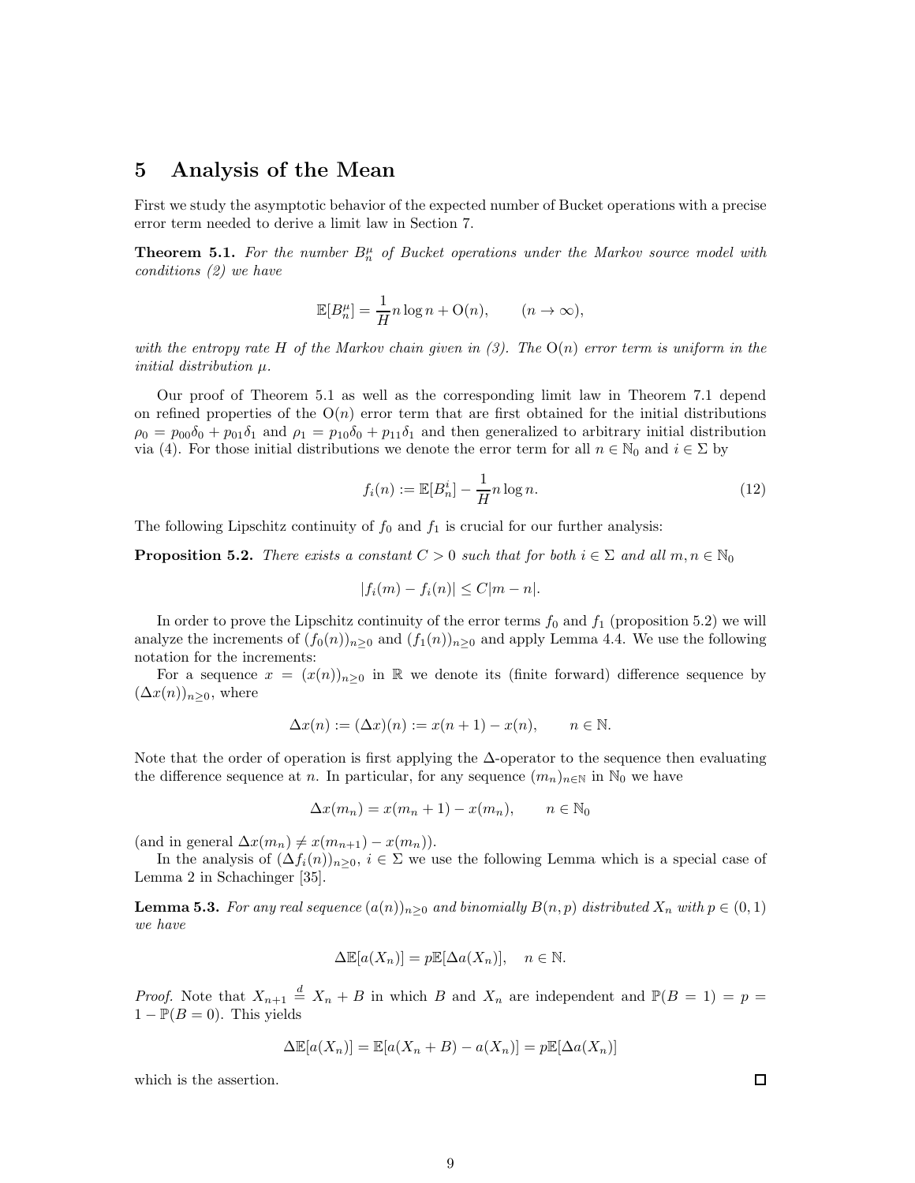## 5 Analysis of the Mean

First we study the asymptotic behavior of the expected number of Bucket operations with a precise error term needed to derive a limit law in Section 7.

**Theorem 5.1.** *For the number $B_n^\mu$ of Bucket operations under the Markov source model with conditions (2) we have*

$$\mathbb{E}[B_n^\mu] = \frac{1}{H} n \log n + \mathrm{O}(n), \qquad (n \to \infty),$$

*with the entropy rate $H$ of the Markov chain given in (3). The $\mathrm{O}(n)$ error term is uniform in the initial distribution $\mu$.*

Our proof of Theorem 5.1 as well as the corresponding limit law in Theorem 7.1 depend on refined properties of the $\mathrm{O}(n)$ error term that are first obtained for the initial distributions $\rho_0 = p_{00}\delta_0 + p_{01}\delta_1$ and $\rho_1 = p_{10}\delta_0 + p_{11}\delta_1$ and then generalized to arbitrary initial distribution via (4). For those initial distributions we denote the error term for all $n \in \mathbb{N}_0$ and $i \in \Sigma$ by

$$f_i(n) := \mathbb{E}[B_n^i] - \frac{1}{H} n \log n. \tag{12}$$

The following Lipschitz continuity of $f_0$ and $f_1$ is crucial for our further analysis:

**Proposition 5.2.** *There exists a constant $C > 0$ such that for both $i \in \Sigma$ and all $m, n \in \mathbb{N}_0$*

$$|f_i(m) - f_i(n)| \leq C|m - n|.$$

In order to prove the Lipschitz continuity of the error terms $f_0$ and $f_1$ (proposition 5.2) we will analyze the increments of $(f_0(n))_{n\geq 0}$ and $(f_1(n))_{n\geq 0}$ and apply Lemma 4.4. We use the following notation for the increments:

For a sequence $x = (x(n))_{n\geq 0}$ in $\mathbb{R}$ we denote its (finite forward) difference sequence by $(\Delta x(n))_{n\geq 0}$, where

$$\Delta x(n) := (\Delta x)(n) := x(n+1) - x(n), \qquad n \in \mathbb{N}.$$

Note that the order of operation is first applying the $\Delta$-operator to the sequence then evaluating the difference sequence at $n$. In particular, for any sequence $(m_n)_{n\in\mathbb{N}}$ in $\mathbb{N}_0$ we have

$$\Delta x(m_n) = x(m_n + 1) - x(m_n), \qquad n \in \mathbb{N}_0$$

(and in general $\Delta x(m_n) \neq x(m_{n+1}) - x(m_n)$).

In the analysis of $(\Delta f_i(n))_{n\geq 0}$, $i \in \Sigma$ we use the following Lemma which is a special case of Lemma 2 in Schachinger [35].

**Lemma 5.3.** *For any real sequence $(a(n))_{n\geq 0}$ and binomially $B(n,p)$ distributed $X_n$ with $p \in (0,1)$ we have*

$$\Delta \mathbb{E}[a(X_n)] = p\mathbb{E}[\Delta a(X_n)], \quad n \in \mathbb{N}.$$

*Proof.* Note that $X_{n+1} \stackrel{d}{=} X_n + B$ in which $B$ and $X_n$ are independent and $\mathbb{P}(B = 1) = p = 1 - \mathbb{P}(B = 0)$. This yields

$$\Delta \mathbb{E}[a(X_n)] = \mathbb{E}[a(X_n + B) - a(X_n)] = p\mathbb{E}[\Delta a(X_n)]$$

which is the assertion. $\square$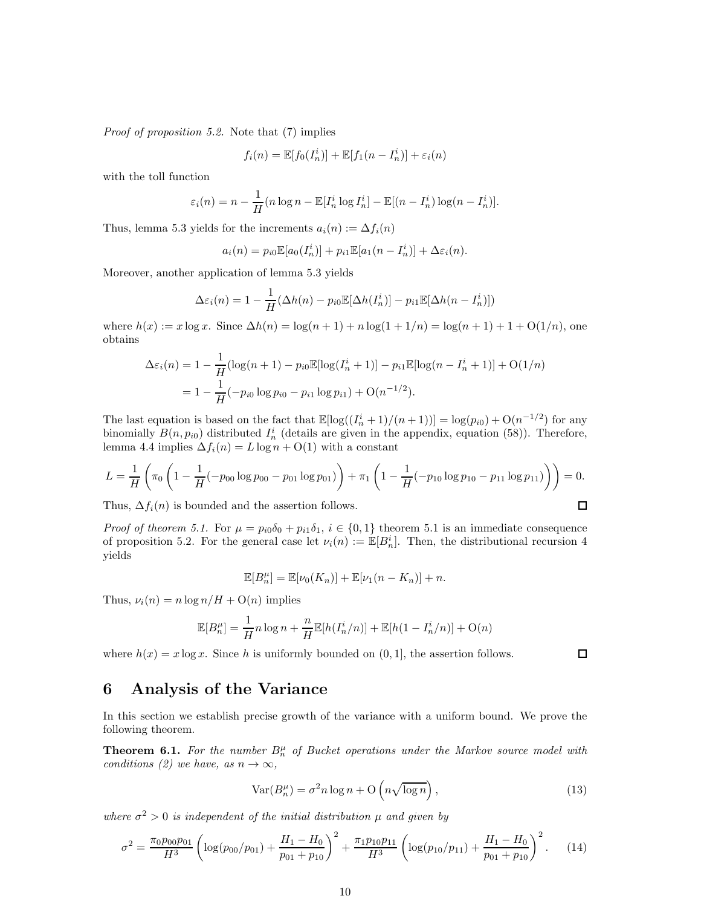*Proof of proposition 5.2.* Note that (7) implies

$$f_i(n) = \mathbb{E}[f_0(I_n^i)] + \mathbb{E}[f_1(n - I_n^i)] + \varepsilon_i(n)$$

with the toll function

$$\varepsilon_i(n) = n - \frac{1}{H}(n \log n - \mathbb{E}[I_n^i \log I_n^i] - \mathbb{E}[(n - I_n^i)\log(n - I_n^i)].$$

Thus, lemma 5.3 yields for the increments $a_i(n) := \Delta f_i(n)$

$$a_i(n) = p_{i0}\mathbb{E}[a_0(I_n^i)] + p_{i1}\mathbb{E}[a_1(n - I_n^i)] + \Delta\varepsilon_i(n).$$

Moreover, another application of lemma 5.3 yields

$$\Delta\varepsilon_i(n) = 1 - \frac{1}{H}(\Delta h(n) - p_{i0}\mathbb{E}[\Delta h(I_n^i)] - p_{i1}\mathbb{E}[\Delta h(n - I_n^i)])$$

where $h(x) := x \log x$. Since $\Delta h(n) = \log(n+1) + n\log(1 + 1/n) = \log(n+1) + 1 + \mathrm{O}(1/n)$, one obtains

$$\begin{aligned}
\Delta\varepsilon_i(n) &= 1 - \frac{1}{H}(\log(n+1) - p_{i0}\mathbb{E}[\log(I_n^i + 1)] - p_{i1}\mathbb{E}[\log(n - I_n^i + 1)] + \mathrm{O}(1/n) \\
&= 1 - \frac{1}{H}(-p_{i0}\log p_{i0} - p_{i1}\log p_{i1}) + \mathrm{O}(n^{-1/2}).
\end{aligned}$$

The last equation is based on the fact that $\mathbb{E}[\log((I_n^i + 1)/(n+1))] = \log(p_{i0}) + \mathrm{O}(n^{-1/2})$ for any binomially $B(n, p_{i0})$ distributed $I_n^i$ (details are given in the appendix, equation (58)). Therefore, lemma 4.4 implies $\Delta f_i(n) = L \log n + \mathrm{O}(1)$ with a constant

$$L = \frac{1}{H}\left(\pi_0\left(1 - \frac{1}{H}(-p_{00}\log p_{00} - p_{01}\log p_{01})\right) + \pi_1\left(1 - \frac{1}{H}(-p_{10}\log p_{10} - p_{11}\log p_{11})\right)\right) = 0.$$

Thus, $\Delta f_i(n)$ is bounded and the assertion follows. $\square$

*Proof of theorem 5.1.* For $\mu = p_{i0}\delta_0 + p_{i1}\delta_1$, $i \in \{0,1\}$ theorem 5.1 is an immediate consequence of proposition 5.2. For the general case let $\nu_i(n) := \mathbb{E}[B_n^i]$. Then, the distributional recursion 4 yields

$$\mathbb{E}[B_n^\mu] = \mathbb{E}[\nu_0(K_n)] + \mathbb{E}[\nu_1(n - K_n)] + n.$$

Thus, $\nu_i(n) = n\log n/H + \mathrm{O}(n)$ implies

$$\mathbb{E}[B_n^\mu] = \frac{1}{H}n\log n + \frac{n}{H}\mathbb{E}[h(I_n^i/n)] + \mathbb{E}[h(1 - I_n^i/n)] + \mathrm{O}(n)$$

where $h(x) = x\log x$. Since $h$ is uniformly bounded on $(0,1]$, the assertion follows. $\square$

# 6 Analysis of the Variance

In this section we establish precise growth of the variance with a uniform bound. We prove the following theorem.

**Theorem 6.1.** *For the number $B_n^\mu$ of Bucket operations under the Markov source model with conditions (2) we have, as $n \to \infty$,*

$$\mathrm{Var}(B_n^\mu) = \sigma^2 n\log n + \mathrm{O}\left(n\sqrt{\log n}\right), \tag{13}$$

*where $\sigma^2 > 0$ is independent of the initial distribution $\mu$ and given by*

$$\sigma^2 = \frac{\pi_0 p_{00} p_{01}}{H^3}\left(\log(p_{00}/p_{01}) + \frac{H_1 - H_0}{p_{01} + p_{10}}\right)^2 + \frac{\pi_1 p_{10} p_{11}}{H^3}\left(\log(p_{10}/p_{11}) + \frac{H_1 - H_0}{p_{01} + p_{10}}\right)^2. \tag{14}$$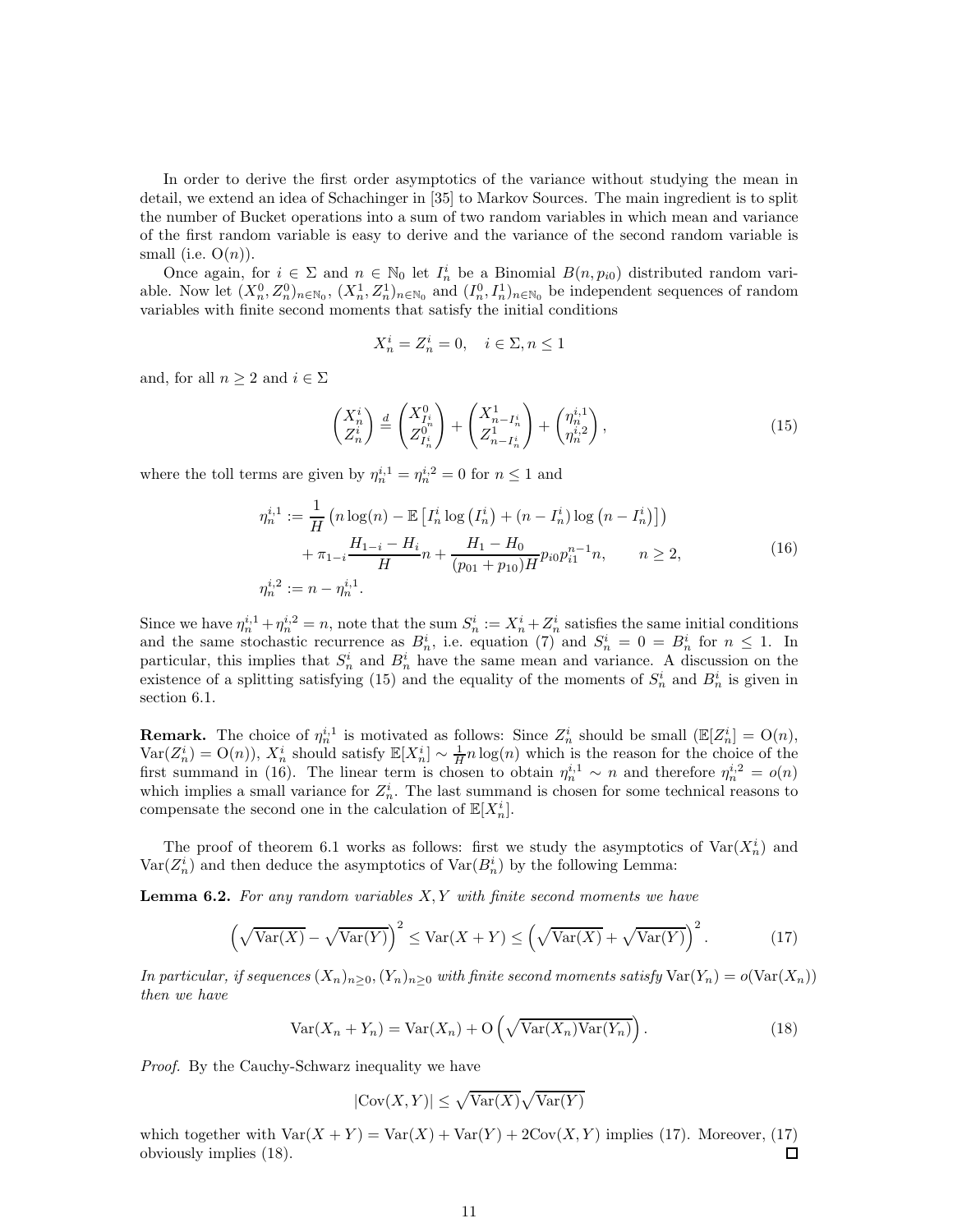In order to derive the first order asymptotics of the variance without studying the mean in detail, we extend an idea of Schachinger in [35] to Markov Sources. The main ingredient is to split the number of Bucket operations into a sum of two random variables in which mean and variance of the first random variable is easy to derive and the variance of the second random variable is small (i.e. $\mathrm{O}(n)$).

Once again, for $i \in \Sigma$ and $n \in \mathbb{N}_0$ let $I_n^i$ be a Binomial $B(n, p_{i0})$ distributed random variable. Now let $(X_n^0, Z_n^0)_{n\in\mathbb{N}_0}$, $(X_n^1, Z_n^1)_{n\in\mathbb{N}_0}$ and $(I_n^0, I_n^1)_{n\in\mathbb{N}_0}$ be independent sequences of random variables with finite second moments that satisfy the initial conditions

$$X_n^i = Z_n^i = 0, \quad i \in \Sigma, n \leq 1$$

and, for all $n \geq 2$ and $i \in \Sigma$

$$\begin{pmatrix} X_n^i \\ Z_n^i \end{pmatrix} \stackrel{d}{=} \begin{pmatrix} X_{I_n^i}^0 \\ Z_{I_n^i}^0 \end{pmatrix} + \begin{pmatrix} X_{n-I_n^i}^1 \\ Z_{n-I_n^i}^1 \end{pmatrix} + \begin{pmatrix} \eta_n^{i,1} \\ \eta_n^{i,2} \end{pmatrix}, \tag{15}$$

where the toll terms are given by $\eta_n^{i,1} = \eta_n^{i,2} = 0$ for $n \leq 1$ and

$$\begin{aligned} \eta_n^{i,1} &:= \frac{1}{H}\left(n\log(n) - \mathbb{E}\left[I_n^i \log\left(I_n^i\right) + (n - I_n^i)\log\left(n - I_n^i\right)\right]\right) \\ &\quad + \pi_{1-i}\frac{H_{1-i} - H_i}{H}n + \frac{H_1 - H_0}{(p_{01} + p_{10})H}p_{i0}p_{i1}^{n-1}n, \qquad n \geq 2, \\ \eta_n^{i,2} &:= n - \eta_n^{i,1}. \end{aligned} \tag{16}$$

Since we have $\eta_n^{i,1} + \eta_n^{i,2} = n$, note that the sum $S_n^i := X_n^i + Z_n^i$ satisfies the same initial conditions and the same stochastic recurrence as $B_n^i$, i.e. equation (7) and $S_n^i = 0 = B_n^i$ for $n \leq 1$. In particular, this implies that $S_n^i$ and $B_n^i$ have the same mean and variance. A discussion on the existence of a splitting satisfying (15) and the equality of the moments of $S_n^i$ and $B_n^i$ is given in section 6.1.

**Remark.** The choice of $\eta_n^{i,1}$ is motivated as follows: Since $Z_n^i$ should be small ($\mathbb{E}[Z_n^i] = \mathrm{O}(n)$, $\mathrm{Var}(Z_n^i) = \mathrm{O}(n)$), $X_n^i$ should satisfy $\mathbb{E}[X_n^i] \sim \frac{1}{H}n\log(n)$ which is the reason for the choice of the first summand in (16). The linear term is chosen to obtain $\eta_n^{i,1} \sim n$ and therefore $\eta_n^{i,2} = o(n)$ which implies a small variance for $Z_n^i$. The last summand is chosen for some technical reasons to compensate the second one in the calculation of $\mathbb{E}[X_n^i]$.

The proof of theorem 6.1 works as follows: first we study the asymptotics of $\mathrm{Var}(X_n^i)$ and $\mathrm{Var}(Z_n^i)$ and then deduce the asymptotics of $\mathrm{Var}(B_n^i)$ by the following Lemma:

**Lemma 6.2.** *For any random variables $X, Y$ with finite second moments we have*

$$\left(\sqrt{\mathrm{Var}(X)} - \sqrt{\mathrm{Var}(Y)}\right)^2 \leq \mathrm{Var}(X+Y) \leq \left(\sqrt{\mathrm{Var}(X)} + \sqrt{\mathrm{Var}(Y)}\right)^2. \tag{17}$$

*In particular, if sequences $(X_n)_{n\geq 0}, (Y_n)_{n\geq 0}$ with finite second moments satisfy $\mathrm{Var}(Y_n) = o(\mathrm{Var}(X_n))$ then we have*

$$\mathrm{Var}(X_n + Y_n) = \mathrm{Var}(X_n) + \mathrm{O}\left(\sqrt{\mathrm{Var}(X_n)\mathrm{Var}(Y_n)}\right). \tag{18}$$

*Proof.* By the Cauchy-Schwarz inequality we have

$$|\mathrm{Cov}(X,Y)| \leq \sqrt{\mathrm{Var}(X)}\sqrt{\mathrm{Var}(Y)}$$

which together with $\mathrm{Var}(X+Y) = \mathrm{Var}(X) + \mathrm{Var}(Y) + 2\mathrm{Cov}(X,Y)$ implies (17). Moreover, (17) obviously implies (18). ∎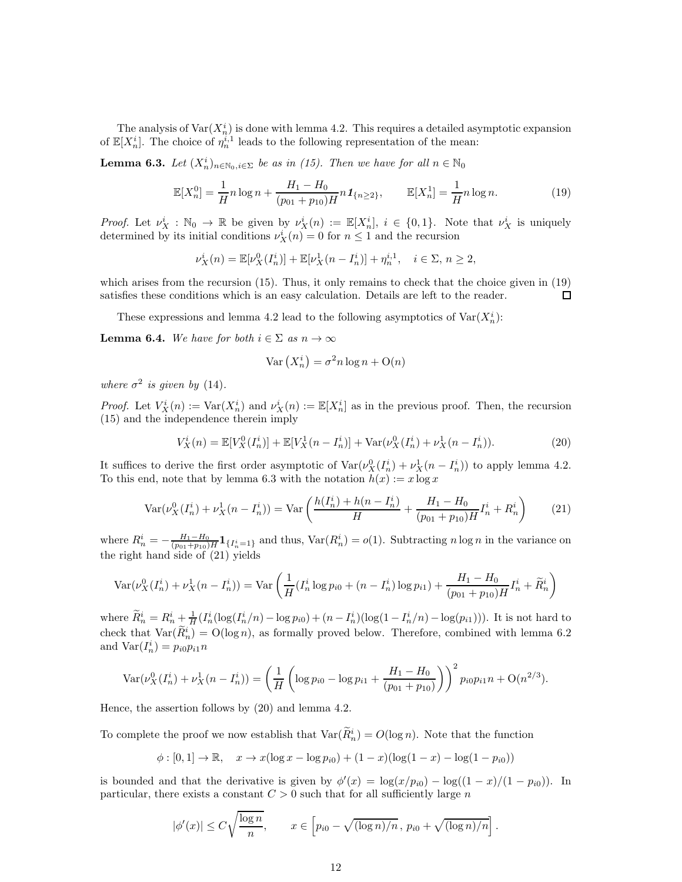The analysis of $\mathrm{Var}(X_n^i)$ is done with lemma 4.2. This requires a detailed asymptotic expansion of $\mathbb{E}[X_n^i]$. The choice of $\eta_n^{i,1}$ leads to the following representation of the mean:

**Lemma 6.3.** *Let $(X_n^i)_{n\in\mathbb{N}_0, i\in\Sigma}$ be as in (15). Then we have for all $n \in \mathbb{N}_0$*

$$\mathbb{E}[X_n^0] = \frac{1}{H} n \log n + \frac{H_1 - H_0}{(p_{01}+p_{10})H} n \mathbf{1}_{\{n\geq 2\}}, \qquad \mathbb{E}[X_n^1] = \frac{1}{H} n \log n. \tag{19}$$

*Proof.* Let $\nu_X^i : \mathbb{N}_0 \to \mathbb{R}$ be given by $\nu_X^i(n) := \mathbb{E}[X_n^i]$, $i \in \{0,1\}$. Note that $\nu_X^i$ is uniquely determined by its initial conditions $\nu_X^i(n) = 0$ for $n \leq 1$ and the recursion

$$\nu_X^i(n) = \mathbb{E}[\nu_X^0(I_n^i)] + \mathbb{E}[\nu_X^1(n - I_n^i)] + \eta_n^{i,1}, \quad i \in \Sigma,\, n \geq 2,$$

which arises from the recursion (15). Thus, it only remains to check that the choice given in (19) satisfies these conditions which is an easy calculation. Details are left to the reader. $\square$

These expressions and lemma 4.2 lead to the following asymptotics of $\mathrm{Var}(X_n^i)$:

**Lemma 6.4.** *We have for both $i \in \Sigma$ as $n \to \infty$*

$$\mathrm{Var}\left(X_n^i\right) = \sigma^2 n \log n + \mathrm{O}(n)$$

*where $\sigma^2$ is given by (14).*

*Proof.* Let $V_X^i(n) := \mathrm{Var}(X_n^i)$ and $\nu_X^i(n) := \mathbb{E}[X_n^i]$ as in the previous proof. Then, the recursion (15) and the independence therein imply

$$V_X^i(n) = \mathbb{E}[V_X^0(I_n^i)] + \mathbb{E}[V_X^1(n - I_n^i)] + \mathrm{Var}(\nu_X^0(I_n^i) + \nu_X^1(n - I_n^i)). \tag{20}$$

It suffices to derive the first order asymptotic of $\mathrm{Var}(\nu_X^0(I_n^i) + \nu_X^1(n - I_n^i))$ to apply lemma 4.2. To this end, note that by lemma 6.3 with the notation $h(x) := x \log x$

$$\mathrm{Var}(\nu_X^0(I_n^i) + \nu_X^1(n - I_n^i)) = \mathrm{Var}\left(\frac{h(I_n^i) + h(n - I_n^i)}{H} + \frac{H_1 - H_0}{(p_{01}+p_{10})H} I_n^i + R_n^i\right) \tag{21}$$

where $R_n^i = -\frac{H_1 - H_0}{(p_{01}+p_{10})H} \mathbf{1}_{\{I_n^i = 1\}}$ and thus, $\mathrm{Var}(R_n^i) = o(1)$. Subtracting $n \log n$ in the variance on the right hand side of (21) yields

$$\mathrm{Var}(\nu_X^0(I_n^i) + \nu_X^1(n - I_n^i)) = \mathrm{Var}\left(\frac{1}{H}(I_n^i \log p_{i0} + (n - I_n^i) \log p_{i1}) + \frac{H_1 - H_0}{(p_{01}+p_{10})H} I_n^i + \widetilde{R}_n^i\right)$$

where $\widetilde{R}_n^i = R_n^i + \frac{1}{H}(I_n^i(\log(I_n^i/n) - \log p_{i0}) + (n - I_n^i)(\log(1 - I_n^i/n) - \log(p_{i1})))$. It is not hard to check that $\mathrm{Var}(\widetilde{R}_n^i) = \mathrm{O}(\log n)$, as formally proved below. Therefore, combined with lemma 6.2 and $\mathrm{Var}(I_n^i) = p_{i0} p_{i1} n$

$$\mathrm{Var}(\nu_X^0(I_n^i) + \nu_X^1(n - I_n^i)) = \left(\frac{1}{H}\left(\log p_{i0} - \log p_{i1} + \frac{H_1 - H_0}{(p_{01}+p_{10})}\right)\right)^2 p_{i0} p_{i1} n + \mathrm{O}(n^{2/3}).$$

Hence, the assertion follows by (20) and lemma 4.2.

To complete the proof we now establish that $\mathrm{Var}(\widetilde{R}_n^i) = O(\log n)$. Note that the function

$$\phi : [0,1] \to \mathbb{R}, \quad x \to x(\log x - \log p_{i0}) + (1 - x)(\log(1 - x) - \log(1 - p_{i0}))$$

is bounded and that the derivative is given by $\phi'(x) = \log(x/p_{i0}) - \log((1-x)/(1-p_{i0}))$. In particular, there exists a constant $C > 0$ such that for all sufficiently large $n$

$$|\phi'(x)| \leq C \sqrt{\frac{\log n}{n}}, \qquad x \in \left[p_{i0} - \sqrt{(\log n)/n},\, p_{i0} + \sqrt{(\log n)/n}\right].$$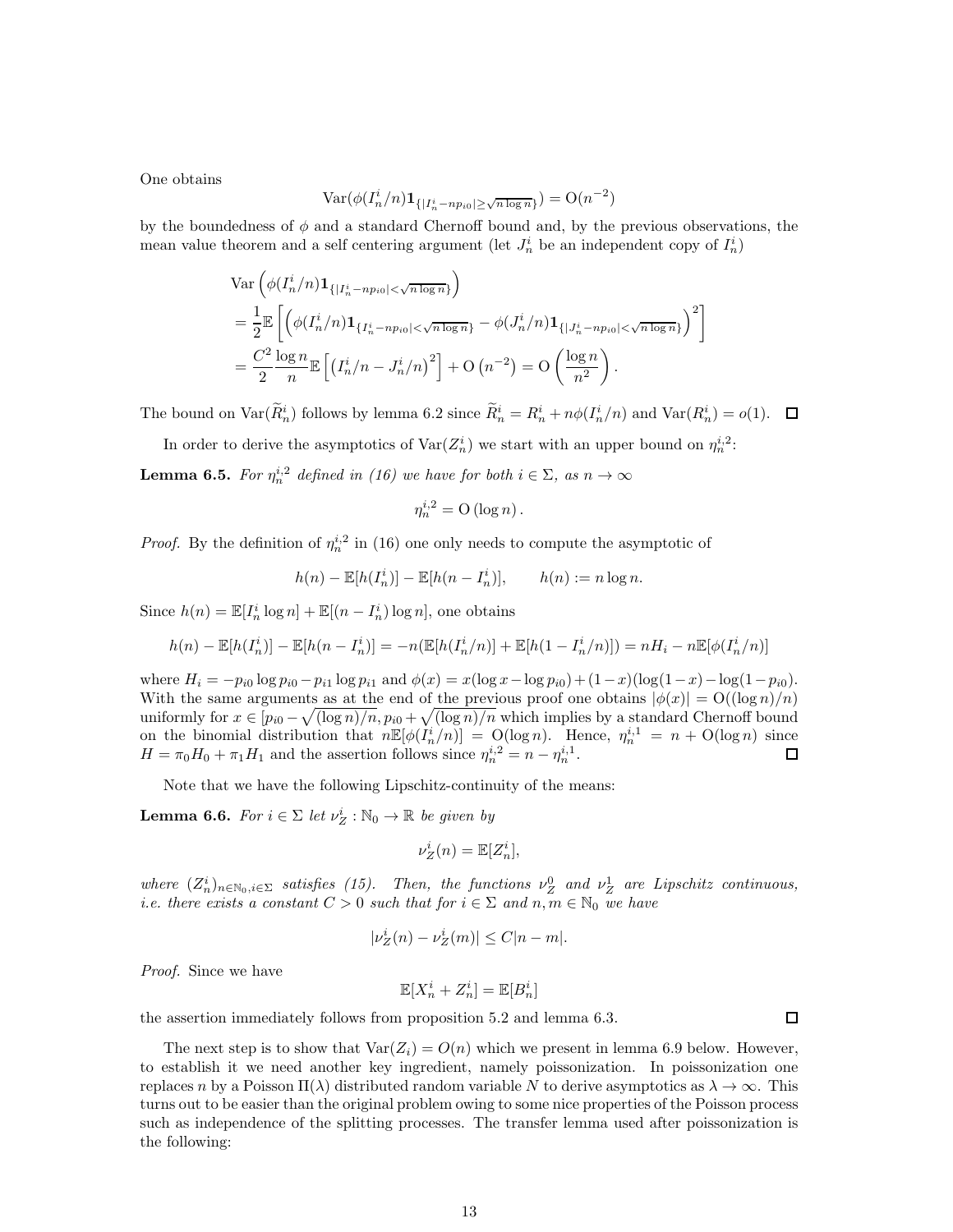One obtains

$$\mathrm{Var}(\phi(I_n^i/n)\mathbf{1}_{\{|I_n^i-np_{i0}|\geq\sqrt{n\log n}\}}) = \mathrm{O}(n^{-2})$$

by the boundedness of $\phi$ and a standard Chernoff bound and, by the previous observations, the mean value theorem and a self centering argument (let $J_n^i$ be an independent copy of $I_n^i$)

$$\begin{aligned}
&\mathrm{Var}\left(\phi(I_n^i/n)\mathbf{1}_{\{|I_n^i-np_{i0}|<\sqrt{n\log n}\}}\right)\\
&=\frac{1}{2}\mathbb{E}\left[\left(\phi(I_n^i/n)\mathbf{1}_{\{I_n^i-np_{i0}|<\sqrt{n\log n}\}}-\phi(J_n^i/n)\mathbf{1}_{\{|J_n^i-np_{i0}|<\sqrt{n\log n}\}}\right)^2\right]\\
&=\frac{C^2}{2}\frac{\log n}{n}\mathbb{E}\left[\left(I_n^i/n-J_n^i/n\right)^2\right]+\mathrm{O}\left(n^{-2}\right)=\mathrm{O}\left(\frac{\log n}{n^2}\right).
\end{aligned}$$

The bound on $\mathrm{Var}(\widetilde{R}_n^i)$ follows by lemma 6.2 since $\widetilde{R}_n^i = R_n^i + n\phi(I_n^i/n)$ and $\mathrm{Var}(R_n^i) = o(1)$. $\square$

In order to derive the asymptotics of $\mathrm{Var}(Z_n^i)$ we start with an upper bound on $\eta_n^{i,2}$:

**Lemma 6.5.** *For $\eta_n^{i,2}$ defined in (16) we have for both $i \in \Sigma$, as $n \to \infty$*

$$\eta_n^{i,2} = \mathrm{O}\left(\log n\right).$$

*Proof.* By the definition of $\eta_n^{i,2}$ in (16) one only needs to compute the asymptotic of

$$h(n) - \mathbb{E}[h(I_n^i)] - \mathbb{E}[h(n-I_n^i)], \qquad h(n) := n\log n.$$

Since $h(n) = \mathbb{E}[I_n^i \log n] + \mathbb{E}[(n-I_n^i)\log n]$, one obtains

$$h(n) - \mathbb{E}[h(I_n^i)] - \mathbb{E}[h(n-I_n^i)] = -n(\mathbb{E}[h(I_n^i/n)] + \mathbb{E}[h(1-I_n^i/n)]) = nH_i - n\mathbb{E}[\phi(I_n^i/n)]$$

where $H_i = -p_{i0}\log p_{i0} - p_{i1}\log p_{i1}$ and $\phi(x) = x(\log x - \log p_{i0}) + (1-x)(\log(1-x) - \log(1-p_{i0}))$. With the same arguments as at the end of the previous proof one obtains $|\phi(x)| = \mathrm{O}((\log n)/n)$ uniformly for $x \in [p_{i0} - \sqrt{(\log n)/n}, p_{i0} + \sqrt{(\log n)/n}$ which implies by a standard Chernoff bound on the binomial distribution that $n\mathbb{E}[\phi(I_n^i/n)] = \mathrm{O}(\log n)$. Hence, $\eta_n^{i,1} = n + \mathrm{O}(\log n)$ since $H = \pi_0 H_0 + \pi_1 H_1$ and the assertion follows since $\eta_n^{i,2} = n - \eta_n^{i,1}$. $\square$

Note that we have the following Lipschitz-continuity of the means:

**Lemma 6.6.** *For $i \in \Sigma$ let $\nu_Z^i : \mathbb{N}_0 \to \mathbb{R}$ be given by*

$$\nu_Z^i(n) = \mathbb{E}[Z_n^i],$$

*where $(Z_n^i)_{n\in\mathbb{N}_0, i\in\Sigma}$ satisfies (15). Then, the functions $\nu_Z^0$ and $\nu_Z^1$ are Lipschitz continuous, i.e. there exists a constant $C > 0$ such that for $i \in \Sigma$ and $n, m \in \mathbb{N}_0$ we have*

$$|\nu_Z^i(n) - \nu_Z^i(m)| \leq C|n-m|.$$

*Proof.* Since we have

$$\mathbb{E}[X_n^i + Z_n^i] = \mathbb{E}[B_n^i]$$

the assertion immediately follows from proposition 5.2 and lemma 6.3. $\square$

The next step is to show that $\mathrm{Var}(Z_i) = O(n)$ which we present in lemma 6.9 below. However, to establish it we need another key ingredient, namely poissonization. In poissonization one replaces $n$ by a Poisson $\Pi(\lambda)$ distributed random variable $N$ to derive asymptotics as $\lambda \to \infty$. This turns out to be easier than the original problem owing to some nice properties of the Poisson process such as independence of the splitting processes. The transfer lemma used after poissonization is the following: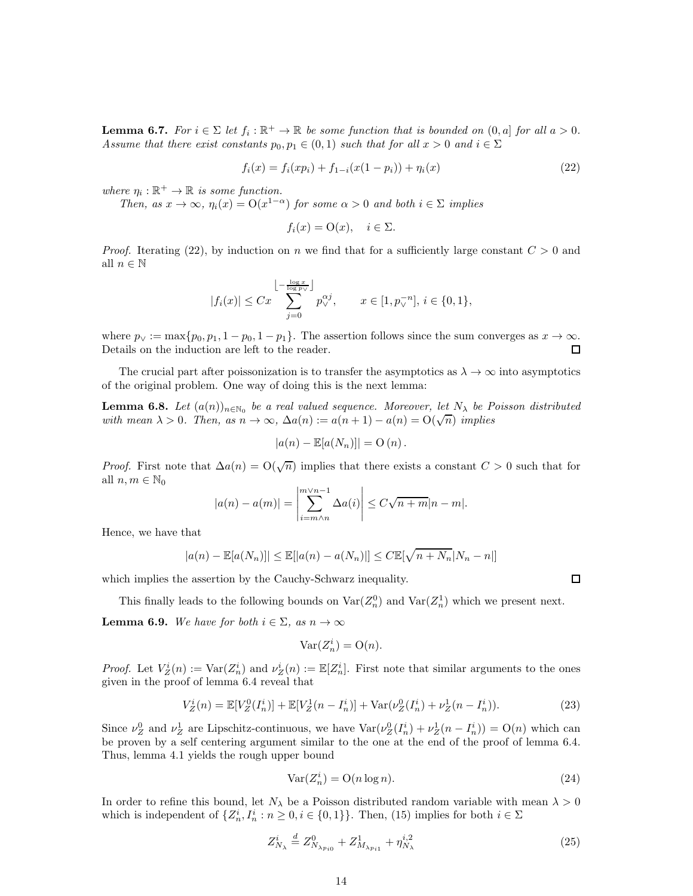**Lemma 6.7.** *For $i \in \Sigma$ let $f_i : \mathbb{R}^+ \to \mathbb{R}$ be some function that is bounded on $(0, a]$ for all $a > 0$. Assume that there exist constants $p_0, p_1 \in (0,1)$ such that for all $x > 0$ and $i \in \Sigma$*

$$f_i(x) = f_i(xp_i) + f_{1-i}(x(1-p_i)) + \eta_i(x) \tag{22}$$

*where $\eta_i : \mathbb{R}^+ \to \mathbb{R}$ is some function.*

*Then, as $x \to \infty$, $\eta_i(x) = \mathrm{O}(x^{1-\alpha})$ for some $\alpha > 0$ and both $i \in \Sigma$ implies*

$$f_i(x) = \mathrm{O}(x), \quad i \in \Sigma.$$

*Proof.* Iterating (22), by induction on $n$ we find that for a sufficiently large constant $C > 0$ and all $n \in \mathbb{N}$

$$|f_i(x)| \le Cx \sum_{j=0}^{\left\lfloor -\frac{\log x}{\log p_\vee} \right\rfloor} p_\vee^{\alpha j}, \qquad x \in [1, p_\vee^{-n}],\ i \in \{0,1\},$$

where $p_\vee := \max\{p_0, p_1, 1-p_0, 1-p_1\}$. The assertion follows since the sum converges as $x \to \infty$. Details on the induction are left to the reader. □

The crucial part after poissonization is to transfer the asymptotics as $\lambda \to \infty$ into asymptotics of the original problem. One way of doing this is the next lemma:

**Lemma 6.8.** *Let $(a(n))_{n \in \mathbb{N}_0}$ be a real valued sequence. Moreover, let $N_\lambda$ be Poisson distributed with mean $\lambda > 0$. Then, as $n \to \infty$, $\Delta a(n) := a(n+1) - a(n) = \mathrm{O}(\sqrt{n})$ implies*

$$|a(n) - \mathbb{E}[a(N_n)]| = \mathrm{O}(n).$$

*Proof.* First note that $\Delta a(n) = \mathrm{O}(\sqrt{n})$ implies that there exists a constant $C > 0$ such that for all $n, m \in \mathbb{N}_0$

$$|a(n) - a(m)| = \left| \sum_{i = m \wedge n}^{m \vee n - 1} \Delta a(i) \right| \le C\sqrt{n+m}\,|n-m|.$$

Hence, we have that

$$|a(n) - \mathbb{E}[a(N_n)]| \le \mathbb{E}[|a(n) - a(N_n)|] \le C\mathbb{E}[\sqrt{n + N_n}\,|N_n - n|]$$

which implies the assertion by the Cauchy-Schwarz inequality. □

This finally leads to the following bounds on $\mathrm{Var}(Z_n^0)$ and $\mathrm{Var}(Z_n^1)$ which we present next.

**Lemma 6.9.** *We have for both $i \in \Sigma$, as $n \to \infty$*

$$\mathrm{Var}(Z_n^i) = \mathrm{O}(n).$$

*Proof.* Let $V_Z^i(n) := \mathrm{Var}(Z_n^i)$ and $\nu_Z^i(n) := \mathbb{E}[Z_n^i]$. First note that similar arguments to the ones given in the proof of lemma 6.4 reveal that

$$V_Z^i(n) = \mathbb{E}[V_Z^0(I_n^i)] + \mathbb{E}[V_Z^1(n - I_n^i)] + \mathrm{Var}(\nu_Z^0(I_n^i) + \nu_Z^1(n - I_n^i)). \tag{23}$$

Since $\nu_Z^0$ and $\nu_Z^1$ are Lipschitz-continuous, we have $\mathrm{Var}(\nu_Z^0(I_n^i) + \nu_Z^1(n - I_n^i)) = \mathrm{O}(n)$ which can be proven by a self centering argument similar to the one at the end of the proof of lemma 6.4. Thus, lemma 4.1 yields the rough upper bound

$$\mathrm{Var}(Z_n^i) = \mathrm{O}(n \log n). \tag{24}$$

In order to refine this bound, let $N_\lambda$ be a Poisson distributed random variable with mean $\lambda > 0$ which is independent of $\{Z_n^i, I_n^i : n \ge 0, i \in \{0,1\}\}$. Then, (15) implies for both $i \in \Sigma$

$$Z_{N_\lambda}^i \stackrel{d}{=} Z^0_{N_{\lambda p_{i0}}} + Z^1_{M_{\lambda p_{i1}}} + \eta^{i,2}_{N_\lambda} \tag{25}$$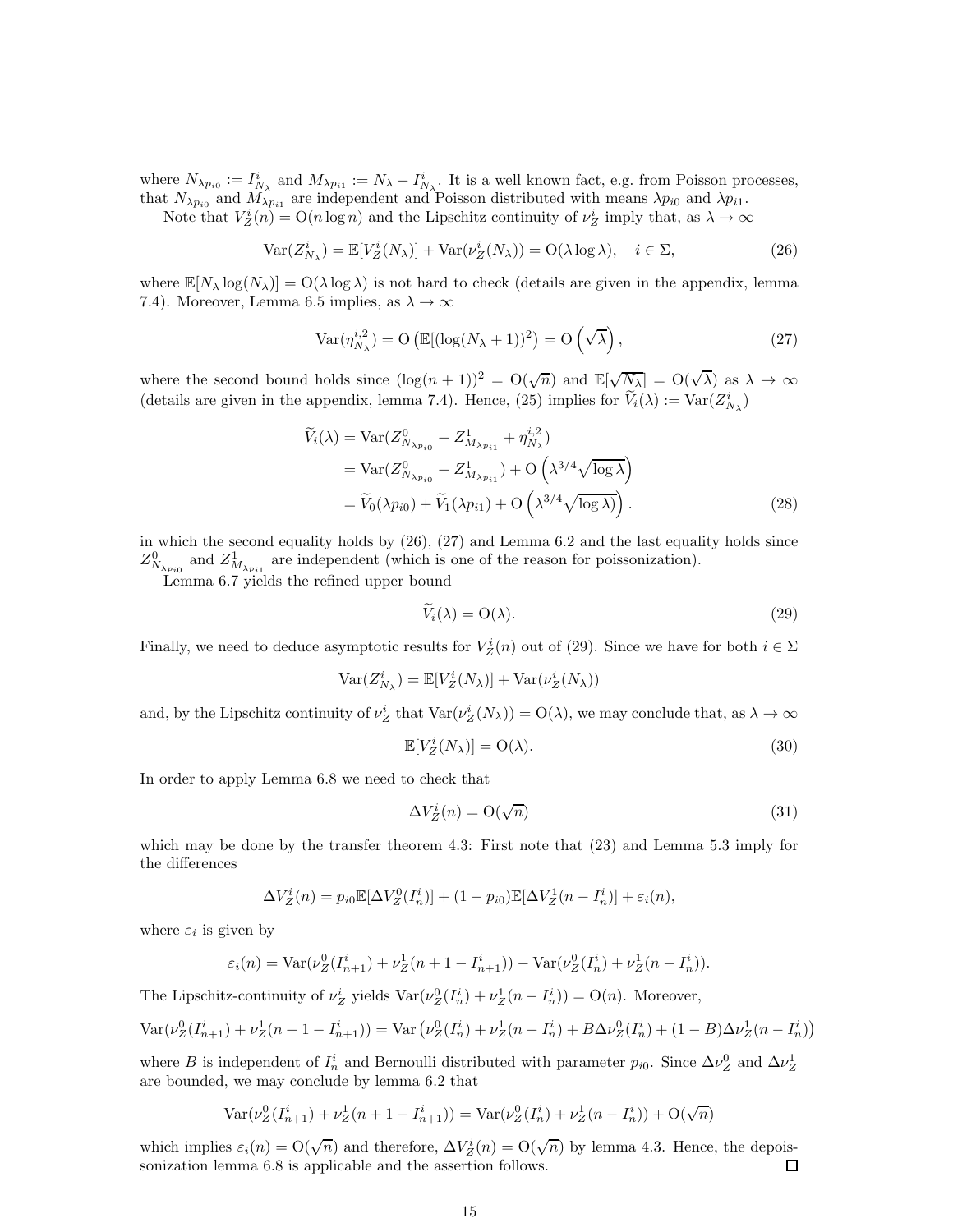where $N_{\lambda p_{i0}} := I^i_{N_\lambda}$ and $M_{\lambda p_{i1}} := N_\lambda - I^i_{N_\lambda}$. It is a well known fact, e.g. from Poisson processes, that $N_{\lambda p_{i0}}$ and $M_{\lambda p_{i1}}$ are independent and Poisson distributed with means $\lambda p_{i0}$ and $\lambda p_{i1}$.

Note that $V^i_Z(n) = \mathrm{O}(n \log n)$ and the Lipschitz continuity of $\nu^i_Z$ imply that, as $\lambda \to \infty$

$$\mathrm{Var}(Z^i_{N_\lambda}) = \mathbb{E}[V^i_Z(N_\lambda)] + \mathrm{Var}(\nu^i_Z(N_\lambda)) = \mathrm{O}(\lambda \log \lambda), \quad i \in \Sigma, \tag{26}$$

where $\mathbb{E}[N_\lambda \log(N_\lambda)] = \mathrm{O}(\lambda \log \lambda)$ is not hard to check (details are given in the appendix, lemma 7.4). Moreover, Lemma 6.5 implies, as $\lambda \to \infty$

$$\mathrm{Var}(\eta^{i,2}_{N_\lambda}) = \mathrm{O}\left(\mathbb{E}[(\log(N_\lambda + 1))^2\right) = \mathrm{O}\left(\sqrt{\lambda}\right), \tag{27}$$

where the second bound holds since $(\log(n+1))^2 = \mathrm{O}(\sqrt{n})$ and $\mathbb{E}[\sqrt{N_\lambda}] = \mathrm{O}(\sqrt{\lambda})$ as $\lambda \to \infty$ (details are given in the appendix, lemma 7.4). Hence, (25) implies for $\widetilde{V}_i(\lambda) := \mathrm{Var}(Z^i_{N_\lambda})$

$$\begin{aligned}
\widetilde{V}_i(\lambda) &= \mathrm{Var}(Z^0_{N_{\lambda p_{i0}}} + Z^1_{M_{\lambda p_{i1}}} + \eta^{i,2}_{N_\lambda}) \\
&= \mathrm{Var}(Z^0_{N_{\lambda p_{i0}}} + Z^1_{M_{\lambda p_{i1}}}) + \mathrm{O}\left(\lambda^{3/4}\sqrt{\log \lambda}\right) \\
&= \widetilde{V}_0(\lambda p_{i0}) + \widetilde{V}_1(\lambda p_{i1}) + \mathrm{O}\left(\lambda^{3/4}\sqrt{\log \lambda)}\right).
\end{aligned} \tag{28}$$

in which the second equality holds by (26), (27) and Lemma 6.2 and the last equality holds since $Z^0_{N_{\lambda p_{i0}}}$ and $Z^1_{M_{\lambda p_{i1}}}$ are independent (which is one of the reason for poissonization).

Lemma 6.7 yields the refined upper bound

$$\widetilde{V}_i(\lambda) = \mathrm{O}(\lambda). \tag{29}$$

Finally, we need to deduce asymptotic results for $V^i_Z(n)$ out of (29). Since we have for both $i \in \Sigma$

$$\mathrm{Var}(Z^i_{N_\lambda}) = \mathbb{E}[V^i_Z(N_\lambda)] + \mathrm{Var}(\nu^i_Z(N_\lambda))$$

and, by the Lipschitz continuity of $\nu^i_Z$ that $\mathrm{Var}(\nu^i_Z(N_\lambda)) = \mathrm{O}(\lambda)$, we may conclude that, as $\lambda \to \infty$

$$\mathbb{E}[V^i_Z(N_\lambda)] = \mathrm{O}(\lambda). \tag{30}$$

In order to apply Lemma 6.8 we need to check that

$$\Delta V^i_Z(n) = \mathrm{O}(\sqrt{n}) \tag{31}$$

which may be done by the transfer theorem 4.3: First note that (23) and Lemma 5.3 imply for the differences

$$\Delta V^i_Z(n) = p_{i0}\mathbb{E}[\Delta V^0_Z(I^i_n)] + (1 - p_{i0})\mathbb{E}[\Delta V^1_Z(n - I^i_n)] + \varepsilon_i(n),$$

where $\varepsilon_i$ is given by

$$\varepsilon_i(n) = \mathrm{Var}(\nu^0_Z(I^i_{n+1}) + \nu^1_Z(n + 1 - I^i_{n+1})) - \mathrm{Var}(\nu^0_Z(I^i_n) + \nu^1_Z(n - I^i_n)).$$

The Lipschitz-continuity of $\nu^i_Z$ yields $\mathrm{Var}(\nu^0_Z(I^i_n) + \nu^1_Z(n - I^i_n)) = \mathrm{O}(n)$. Moreover,

$$\mathrm{Var}(\nu^0_Z(I^i_{n+1}) + \nu^1_Z(n+1-I^i_{n+1})) = \mathrm{Var}\left(\nu^0_Z(I^i_n) + \nu^1_Z(n - I^i_n) + B\Delta\nu^0_Z(I^i_n) + (1-B)\Delta\nu^1_Z(n - I^i_n)\right)$$

where $B$ is independent of $I^i_n$ and Bernoulli distributed with parameter $p_{i0}$. Since $\Delta\nu^0_Z$ and $\Delta\nu^1_Z$ are bounded, we may conclude by lemma 6.2 that

$$\mathrm{Var}(\nu^0_Z(I^i_{n+1}) + \nu^1_Z(n+1-I^i_{n+1})) = \mathrm{Var}(\nu^0_Z(I^i_n) + \nu^1_Z(n - I^i_n)) + \mathrm{O}(\sqrt{n})$$

which implies $\varepsilon_i(n) = \mathrm{O}(\sqrt{n})$ and therefore, $\Delta V^i_Z(n) = \mathrm{O}(\sqrt{n})$ by lemma 4.3. Hence, the depoissonization lemma 6.8 is applicable and the assertion follows. $\square$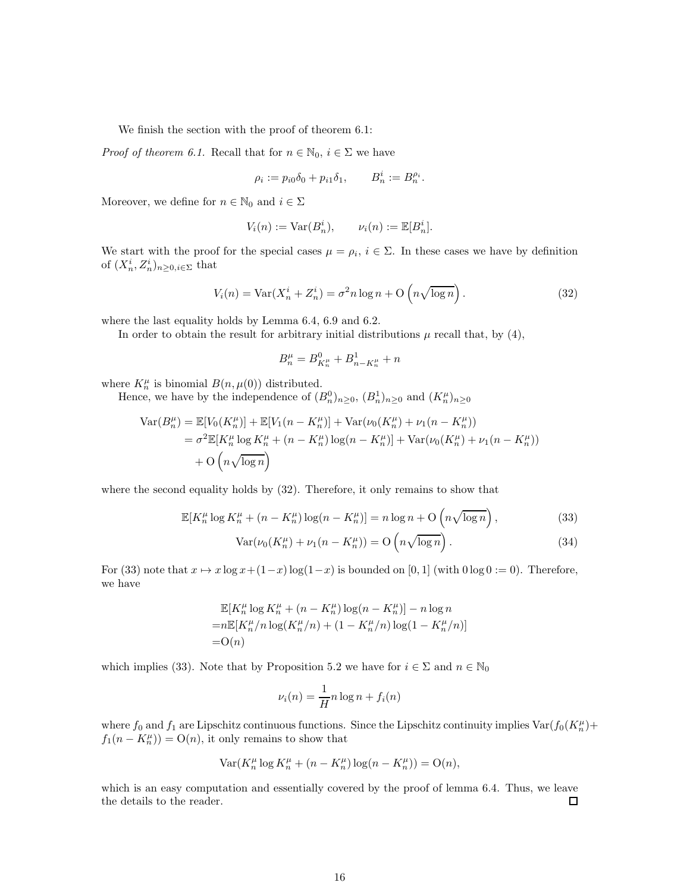We finish the section with the proof of theorem 6.1:

*Proof of theorem 6.1.* Recall that for $n \in \mathbb{N}_0$, $i \in \Sigma$ we have

$$\rho_i := p_{i0}\delta_0 + p_{i1}\delta_1, \qquad B_n^i := B_n^{\rho_i}.$$

Moreover, we define for $n \in \mathbb{N}_0$ and $i \in \Sigma$

$$V_i(n) := \mathrm{Var}(B_n^i), \qquad \nu_i(n) := \mathbb{E}[B_n^i].$$

We start with the proof for the special cases $\mu = \rho_i$, $i \in \Sigma$. In these cases we have by definition of $(X_n^i, Z_n^i)_{n \geq 0, i \in \Sigma}$ that

$$V_i(n) = \mathrm{Var}(X_n^i + Z_n^i) = \sigma^2 n \log n + \mathrm{O}\left(n\sqrt{\log n}\right). \tag{32}$$

where the last equality holds by Lemma 6.4, 6.9 and 6.2.

In order to obtain the result for arbitrary initial distributions $\mu$ recall that, by (4),

$$B_n^\mu = B^0_{K_n^\mu} + B^1_{n-K_n^\mu} + n$$

where $K_n^\mu$ is binomial $B(n, \mu(0))$ distributed.

Hence, we have by the independence of $(B_n^0)_{n\geq 0}$, $(B_n^1)_{n\geq 0}$ and $(K_n^\mu)_{n\geq 0}$

$$\begin{aligned}
\mathrm{Var}(B_n^\mu) &= \mathbb{E}[V_0(K_n^\mu)] + \mathbb{E}[V_1(n - K_n^\mu)] + \mathrm{Var}(\nu_0(K_n^\mu) + \nu_1(n - K_n^\mu)) \\
&= \sigma^2 \mathbb{E}[K_n^\mu \log K_n^\mu + (n - K_n^\mu)\log(n - K_n^\mu)] + \mathrm{Var}(\nu_0(K_n^\mu) + \nu_1(n - K_n^\mu)) \\
&\quad + \mathrm{O}\left(n\sqrt{\log n}\right)
\end{aligned}$$

where the second equality holds by (32). Therefore, it only remains to show that

$$\mathbb{E}[K_n^\mu \log K_n^\mu + (n - K_n^\mu)\log(n - K_n^\mu)] = n \log n + \mathrm{O}\left(n\sqrt{\log n}\right), \tag{33}$$

$$\mathrm{Var}(\nu_0(K_n^\mu) + \nu_1(n - K_n^\mu)) = \mathrm{O}\left(n\sqrt{\log n}\right). \tag{34}$$

For (33) note that $x \mapsto x\log x + (1-x)\log(1-x)$ is bounded on $[0,1]$ (with $0 \log 0 := 0$). Therefore, we have

$$\begin{aligned}
&\mathbb{E}[K_n^\mu \log K_n^\mu + (n - K_n^\mu)\log(n - K_n^\mu)] - n\log n \\
=& n\mathbb{E}[K_n^\mu/n \log(K_n^\mu/n) + (1 - K_n^\mu/n)\log(1 - K_n^\mu/n)] \\
=& \mathrm{O}(n)
\end{aligned}$$

which implies (33). Note that by Proposition 5.2 we have for $i \in \Sigma$ and $n \in \mathbb{N}_0$

$$\nu_i(n) = \frac{1}{H} n \log n + f_i(n)$$

where $f_0$ and $f_1$ are Lipschitz continuous functions. Since the Lipschitz continuity implies $\mathrm{Var}(f_0(K_n^\mu) + f_1(n - K_n^\mu)) = \mathrm{O}(n)$, it only remains to show that

$$\mathrm{Var}(K_n^\mu \log K_n^\mu + (n - K_n^\mu)\log(n - K_n^\mu)) = \mathrm{O}(n),$$

which is an easy computation and essentially covered by the proof of lemma 6.4. Thus, we leave the details to the reader. ∎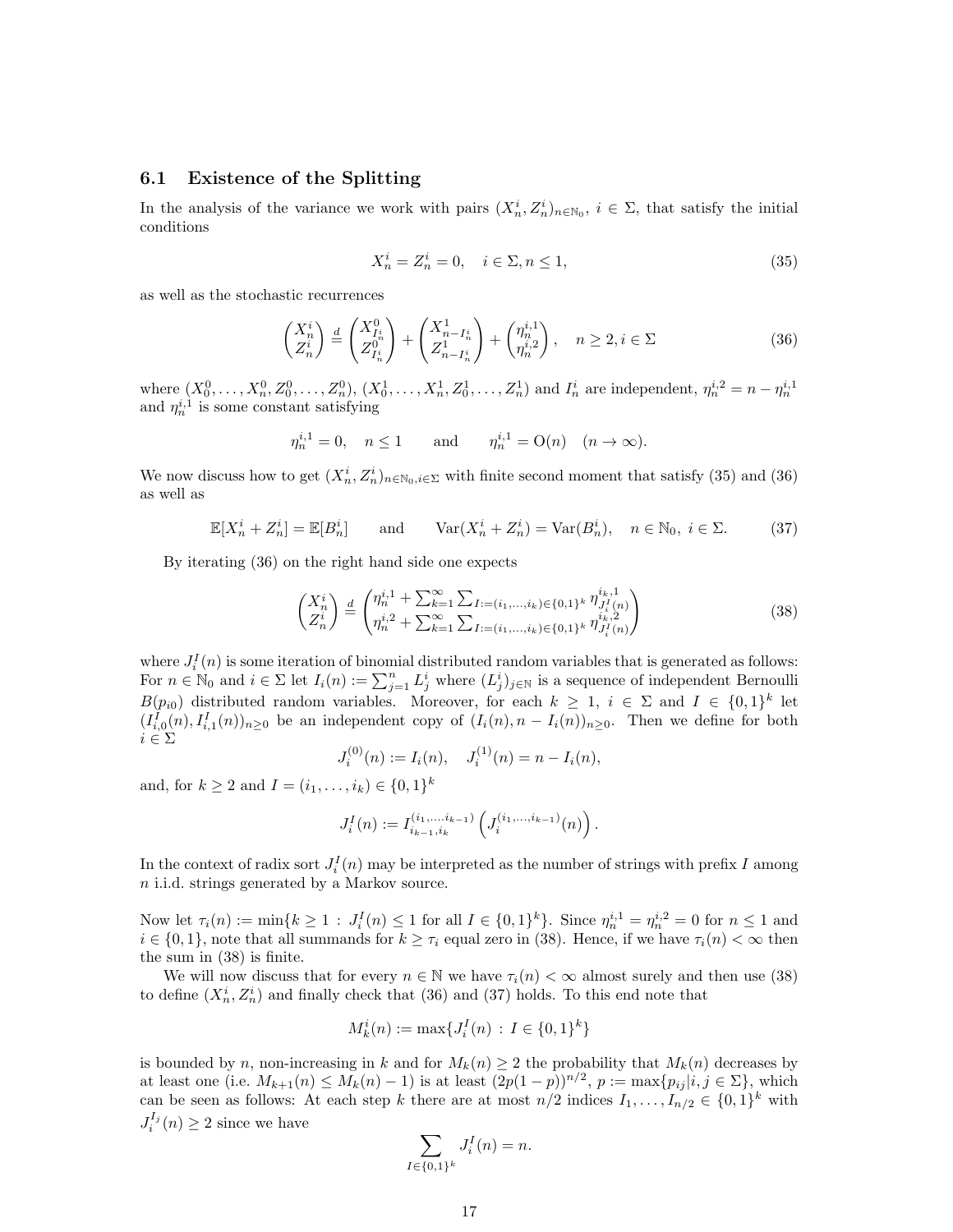### 6.1 Existence of the Splitting

In the analysis of the variance we work with pairs $(X_n^i, Z_n^i)_{n\in\mathbb{N}_0}$, $i \in \Sigma$, that satisfy the initial conditions

$$X_n^i = Z_n^i = 0, \quad i \in \Sigma, n \le 1, \tag{35}$$

as well as the stochastic recurrences

$$\begin{pmatrix} X_n^i \\ Z_n^i \end{pmatrix} \overset{d}{=} \begin{pmatrix} X_{I_n^i}^0 \\ Z_{I_n^i}^0 \end{pmatrix} + \begin{pmatrix} X_{n-I_n^i}^1 \\ Z_{n-I_n^i}^1 \end{pmatrix} + \begin{pmatrix} \eta_n^{i,1} \\ \eta_n^{i,2} \end{pmatrix}, \quad n \ge 2, i \in \Sigma \tag{36}$$

where $(X_0^0, \dots, X_n^0, Z_0^0, \dots, Z_n^0)$, $(X_0^1, \dots, X_n^1, Z_0^1, \dots, Z_n^1)$ and $I_n^i$ are independent, $\eta_n^{i,2} = n - \eta_n^{i,1}$ and $\eta_n^{i,1}$ is some constant satisfying

$$\eta_n^{i,1} = 0, \quad n \le 1 \qquad \text{and} \qquad \eta_n^{i,1} = \mathrm{O}(n) \quad (n \to \infty).$$

We now discuss how to get $(X_n^i, Z_n^i)_{n\in\mathbb{N}_0, i\in\Sigma}$ with finite second moment that satisfy (35) and (36) as well as

$$\mathbb{E}[X_n^i + Z_n^i] = \mathbb{E}[B_n^i] \qquad \text{and} \qquad \mathrm{Var}(X_n^i + Z_n^i) = \mathrm{Var}(B_n^i), \quad n \in \mathbb{N}_0, \ i \in \Sigma. \tag{37}$$

By iterating (36) on the right hand side one expects

$$\begin{pmatrix} X_n^i \\ Z_n^i \end{pmatrix} \overset{d}{=} \begin{pmatrix} \eta_n^{i,1} + \sum_{k=1}^\infty \sum_{I:=(i_1,\dots,i_k)\in\{0,1\}^k} \eta_{J_i^I(n)}^{i_k,1} \\ \eta_n^{i,2} + \sum_{k=1}^\infty \sum_{I:=(i_1,\dots,i_k)\in\{0,1\}^k} \eta_{J_i^I(n)}^{i_k,2} \end{pmatrix} \tag{38}$$

where $J_i^I(n)$ is some iteration of binomial distributed random variables that is generated as follows: For $n \in \mathbb{N}_0$ and $i \in \Sigma$ let $I_i(n) := \sum_{j=1}^n L_j^i$ where $(L_j^i)_{j\in\mathbb{N}}$ is a sequence of independent Bernoulli $B(p_{i0})$ distributed random variables. Moreover, for each $k \ge 1$, $i \in \Sigma$ and $I \in \{0,1\}^k$ let $(I_{i,0}^I(n), I_{i,1}^I(n))_{n\ge0}$ be an independent copy of $(I_i(n), n - I_i(n))_{n\ge0}$. Then we define for both $i \in \Sigma$

$$J_i^{(0)}(n) := I_i(n), \quad J_i^{(1)}(n) = n - I_i(n),$$

and, for $k \ge 2$ and $I = (i_1, \dots, i_k) \in \{0,1\}^k$

$$J_i^I(n) := I_{i_{k-1},i_k}^{(i_1,\dots,i_{k-1})}\left(J_i^{(i_1,\dots,i_{k-1})}(n)\right).$$

In the context of radix sort $J_i^I(n)$ may be interpreted as the number of strings with prefix $I$ among $n$ i.i.d. strings generated by a Markov source.

Now let $\tau_i(n) := \min\{k \ge 1 : J_i^I(n) \le 1 \text{ for all } I \in \{0,1\}^k\}$. Since $\eta_n^{i,1} = \eta_n^{i,2} = 0$ for $n \le 1$ and $i \in \{0,1\}$, note that all summands for $k \ge \tau_i$ equal zero in (38). Hence, if we have $\tau_i(n) < \infty$ then the sum in (38) is finite.

We will now discuss that for every $n \in \mathbb{N}$ we have $\tau_i(n) < \infty$ almost surely and then use (38) to define $(X_n^i, Z_n^i)$ and finally check that (36) and (37) holds. To this end note that

$$M_k^i(n) := \max\{J_i^I(n) : I \in \{0,1\}^k\}$$

is bounded by $n$, non-increasing in $k$ and for $M_k(n) \ge 2$ the probability that $M_k(n)$ decreases by at least one (i.e. $M_{k+1}(n) \le M_k(n) - 1$) is at least $(2p(1-p))^{n/2}$, $p := \max\{p_{ij} | i, j \in \Sigma\}$, which can be seen as follows: At each step $k$ there are at most $n/2$ indices $I_1, \dots, I_{n/2} \in \{0,1\}^k$ with $J_i^{I_j}(n) \ge 2$ since we have

$$\sum_{I\in\{0,1\}^k} J_i^I(n) = n.$$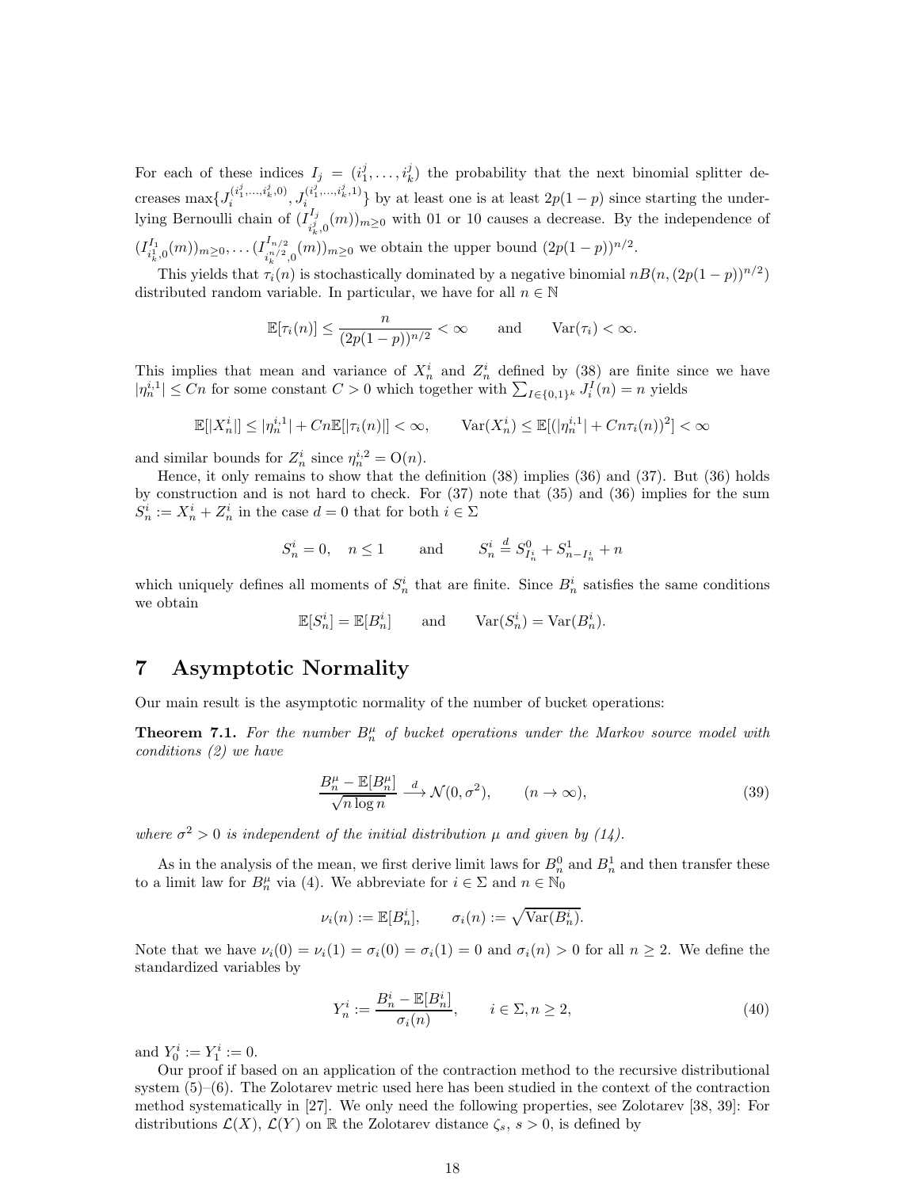For each of these indices $I_j = (i_1^j, \dots, i_k^j)$ the probability that the next binomial splitter decreases $\max\{J_i^{(i_1^j,\dots,i_k^j,0)}, J_i^{(i_1^j,\dots,i_k^j,1)}\}$ by at least one is at least $2p(1-p)$ since starting the underlying Bernoulli chain of $(I_{i_k^j,0}^{I_j}(m))_{m\geq 0}$ with 01 or 10 causes a decrease. By the independence of $(I_{i_k^1,0}^{I_1}(m))_{m\geq 0}, \dots (I_{i_k^{n/2},0}^{I_{n/2}}(m))_{m\geq 0}$ we obtain the upper bound $(2p(1-p))^{n/2}$.

This yields that $\tau_i(n)$ is stochastically dominated by a negative binomial $nB(n,(2p(1-p))^{n/2})$ distributed random variable. In particular, we have for all $n \in \mathbb{N}$

$$\mathbb{E}[\tau_i(n)] \leq \frac{n}{(2p(1-p))^{n/2}} < \infty \qquad \text{and} \qquad \mathrm{Var}(\tau_i) < \infty.$$

This implies that mean and variance of $X_n^i$ and $Z_n^i$ defined by (38) are finite since we have $|\eta_n^{i,1}| \leq Cn$ for some constant $C > 0$ which together with $\sum_{I\in\{0,1\}^k} J_i^I(n) = n$ yields

$$\mathbb{E}[|X_n^i|] \leq |\eta_n^{i,1}| + Cn\mathbb{E}[|\tau_i(n)|] < \infty, \qquad \mathrm{Var}(X_n^i) \leq \mathbb{E}[(|\eta_n^{i,1}| + Cn\tau_i(n))^2] < \infty$$

and similar bounds for $Z_n^i$ since $\eta_n^{i,2} = \mathrm{O}(n)$.

Hence, it only remains to show that the definition (38) implies (36) and (37). But (36) holds by construction and is not hard to check. For (37) note that (35) and (36) implies for the sum $S_n^i := X_n^i + Z_n^i$ in the case $d = 0$ that for both $i \in \Sigma$

$$S_n^i = 0, \quad n \leq 1 \qquad \text{and} \qquad S_n^i \stackrel{d}{=} S_{I_n^i}^0 + S_{n-I_n^i}^1 + n$$

which uniquely defines all moments of $S_n^i$ that are finite. Since $B_n^i$ satisfies the same conditions we obtain

$$\mathbb{E}[S_n^i] = \mathbb{E}[B_n^i] \qquad \text{and} \qquad \mathrm{Var}(S_n^i) = \mathrm{Var}(B_n^i).$$

# 7 Asymptotic Normality

Our main result is the asymptotic normality of the number of bucket operations:

**Theorem 7.1.** *For the number $B_n^\mu$ of bucket operations under the Markov source model with conditions (2) we have*

$$\frac{B_n^\mu - \mathbb{E}[B_n^\mu]}{\sqrt{n \log n}} \xrightarrow{d} \mathcal{N}(0, \sigma^2), \qquad (n \to \infty), \tag{39}$$

*where $\sigma^2 > 0$ is independent of the initial distribution $\mu$ and given by (14).*

As in the analysis of the mean, we first derive limit laws for $B_n^0$ and $B_n^1$ and then transfer these to a limit law for $B_n^\mu$ via (4). We abbreviate for $i \in \Sigma$ and $n \in \mathbb{N}_0$

$$\nu_i(n) := \mathbb{E}[B_n^i], \qquad \sigma_i(n) := \sqrt{\mathrm{Var}(B_n^i)}.$$

Note that we have $\nu_i(0) = \nu_i(1) = \sigma_i(0) = \sigma_i(1) = 0$ and $\sigma_i(n) > 0$ for all $n \geq 2$. We define the standardized variables by

$$Y_n^i := \frac{B_n^i - \mathbb{E}[B_n^i]}{\sigma_i(n)}, \qquad i \in \Sigma, n \geq 2, \tag{40}$$

and $Y_0^i := Y_1^i := 0$.

Our proof if based on an application of the contraction method to the recursive distributional system (5)–(6). The Zolotarev metric used here has been studied in the context of the contraction method systematically in [27]. We only need the following properties, see Zolotarev [38, 39]: For distributions $\mathcal{L}(X)$, $\mathcal{L}(Y)$ on $\mathbb{R}$ the Zolotarev distance $\zeta_s$, $s > 0$, is defined by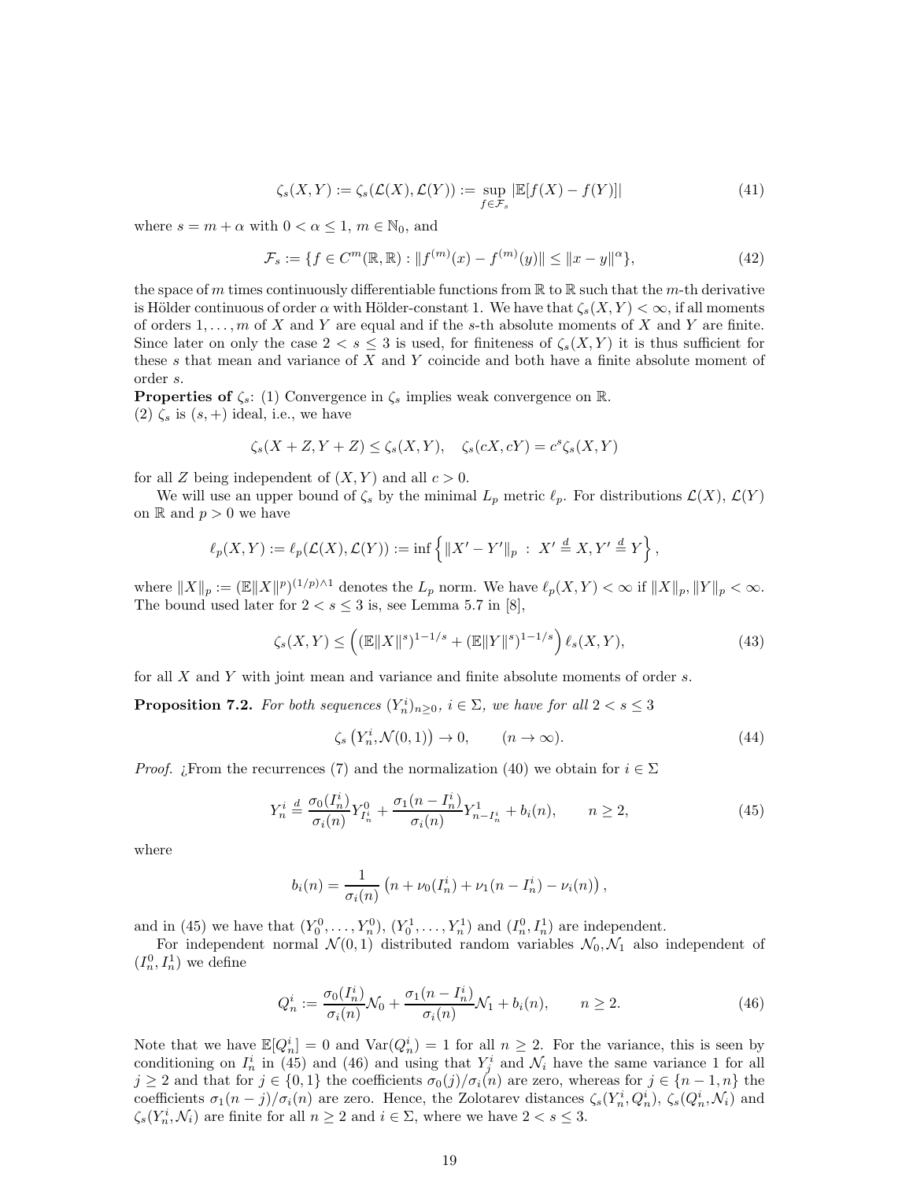$$\zeta_s(X,Y) := \zeta_s(\mathcal{L}(X),\mathcal{L}(Y)) := \sup_{f\in\mathcal{F}_s} |\mathbb{E}[f(X)-f(Y)]| \tag{41}$$

where $s = m + \alpha$ with $0 < \alpha \le 1$, $m \in \mathbb{N}_0$, and

$$\mathcal{F}_s := \{f \in C^m(\mathbb{R},\mathbb{R}) : \|f^{(m)}(x) - f^{(m)}(y)\| \le \|x-y\|^\alpha\}, \tag{42}$$

the space of $m$ times continuously differentiable functions from $\mathbb{R}$ to $\mathbb{R}$ such that the $m$-th derivative is Hölder continuous of order $\alpha$ with Hölder-constant 1. We have that $\zeta_s(X,Y) < \infty$, if all moments of orders $1,\dots,m$ of $X$ and $Y$ are equal and if the $s$-th absolute moments of $X$ and $Y$ are finite. Since later on only the case $2 < s \le 3$ is used, for finiteness of $\zeta_s(X,Y)$ it is thus sufficient for these $s$ that mean and variance of $X$ and $Y$ coincide and both have a finite absolute moment of order $s$.

**Properties of** $\zeta_s$: (1) Convergence in $\zeta_s$ implies weak convergence on $\mathbb{R}$.
(2) $\zeta_s$ is $(s,+)$ ideal, i.e., we have

$$\zeta_s(X+Z, Y+Z) \le \zeta_s(X,Y), \quad \zeta_s(cX, cY) = c^s \zeta_s(X,Y)$$

for all $Z$ being independent of $(X,Y)$ and all $c > 0$.

We will use an upper bound of $\zeta_s$ by the minimal $L_p$ metric $\ell_p$. For distributions $\mathcal{L}(X)$, $\mathcal{L}(Y)$ on $\mathbb{R}$ and $p > 0$ we have

$$\ell_p(X,Y) := \ell_p(\mathcal{L}(X),\mathcal{L}(Y)) := \inf\left\{\|X'-Y'\|_p \;:\; X' \stackrel{d}{=} X, Y' \stackrel{d}{=} Y\right\},$$

where $\|X\|_p := (\mathbb{E}\|X\|^p)^{(1/p)\wedge 1}$ denotes the $L_p$ norm. We have $\ell_p(X,Y) < \infty$ if $\|X\|_p, \|Y\|_p < \infty$. The bound used later for $2 < s \le 3$ is, see Lemma 5.7 in [8],

$$\zeta_s(X,Y) \le \left((\mathbb{E}\|X\|^s)^{1-1/s} + (\mathbb{E}\|Y\|^s)^{1-1/s}\right)\ell_s(X,Y), \tag{43}$$

for all $X$ and $Y$ with joint mean and variance and finite absolute moments of order $s$.

**Proposition 7.2.** *For both sequences $(Y_n^i)_{n\ge 0}$, $i \in \Sigma$, we have for all $2 < s \le 3$*

$$\zeta_s\left(Y_n^i, \mathcal{N}(0,1)\right) \to 0, \qquad (n \to \infty). \tag{44}$$

*Proof.* ¿From the recurrences (7) and the normalization (40) we obtain for $i \in \Sigma$

$$Y_n^i \stackrel{d}{=} \frac{\sigma_0(I_n^i)}{\sigma_i(n)} Y^0_{I_n^i} + \frac{\sigma_1(n-I_n^i)}{\sigma_i(n)} Y^1_{n-I_n^i} + b_i(n), \qquad n \ge 2, \tag{45}$$

where

$$b_i(n) = \frac{1}{\sigma_i(n)}\left(n + \nu_0(I_n^i) + \nu_1(n-I_n^i) - \nu_i(n)\right),$$

and in (45) we have that $(Y_0^0,\dots,Y_n^0)$, $(Y_0^1,\dots,Y_n^1)$ and $(I_n^0, I_n^1)$ are independent.

For independent normal $\mathcal{N}(0,1)$ distributed random variables $\mathcal{N}_0, \mathcal{N}_1$ also independent of $(I_n^0, I_n^1)$ we define

$$Q_n^i := \frac{\sigma_0(I_n^i)}{\sigma_i(n)}\mathcal{N}_0 + \frac{\sigma_1(n-I_n^i)}{\sigma_i(n)}\mathcal{N}_1 + b_i(n), \qquad n \ge 2. \tag{46}$$

Note that we have $\mathbb{E}[Q_n^i] = 0$ and $\mathrm{Var}(Q_n^i) = 1$ for all $n \ge 2$. For the variance, this is seen by conditioning on $I_n^i$ in (45) and (46) and using that $Y_j^i$ and $\mathcal{N}_i$ have the same variance 1 for all $j \ge 2$ and that for $j \in \{0,1\}$ the coefficients $\sigma_0(j)/\sigma_i(n)$ are zero, whereas for $j \in \{n-1,n\}$ the coefficients $\sigma_1(n-j)/\sigma_i(n)$ are zero. Hence, the Zolotarev distances $\zeta_s(Y_n^i, Q_n^i)$, $\zeta_s(Q_n^i, \mathcal{N}_i)$ and $\zeta_s(Y_n^i, \mathcal{N}_i)$ are finite for all $n \ge 2$ and $i \in \Sigma$, where we have $2 < s \le 3$.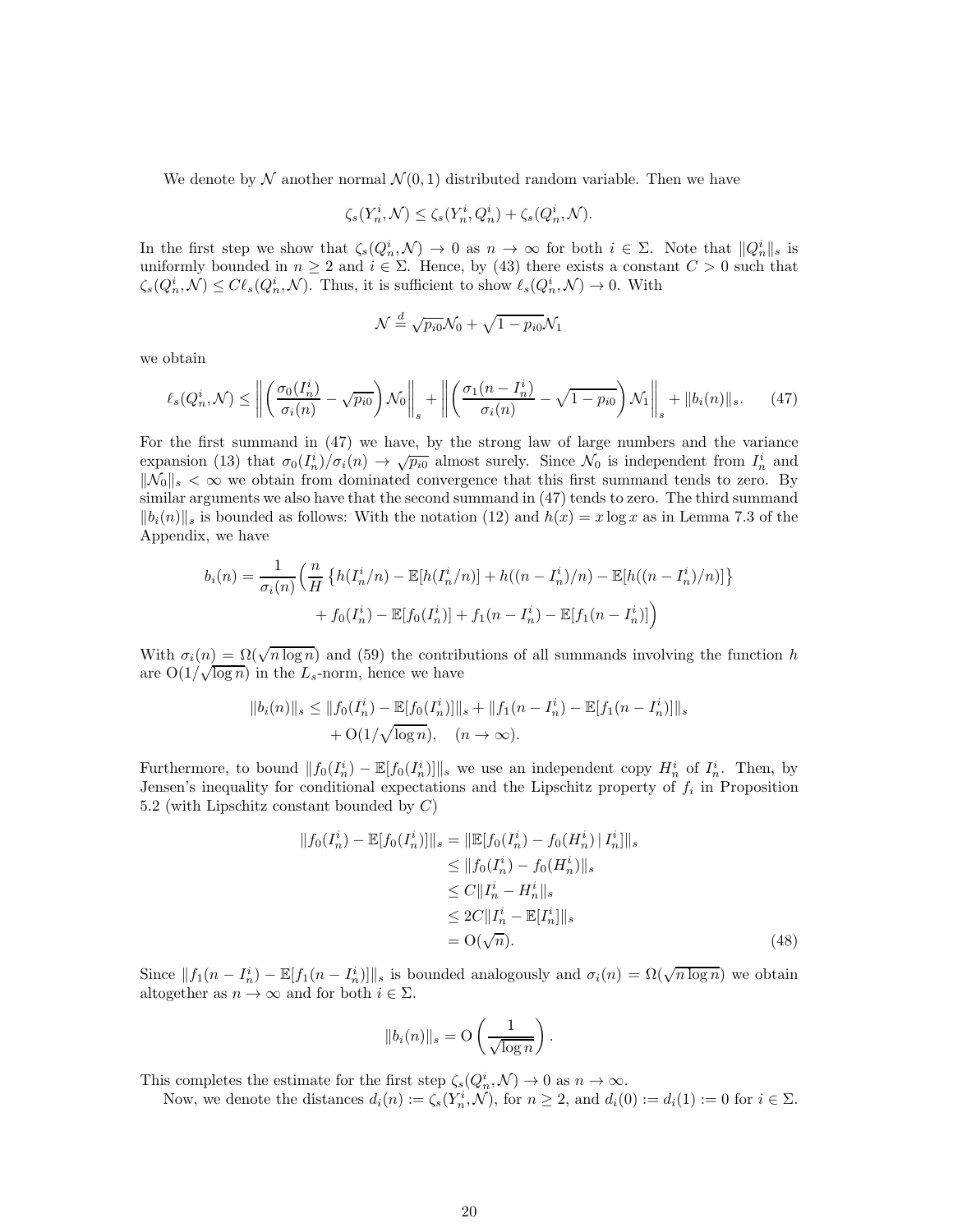We denote by $\mathcal{N}$ another normal $\mathcal{N}(0,1)$ distributed random variable. Then we have

$$\zeta_s(Y_n^i, \mathcal{N}) \leq \zeta_s(Y_n^i, Q_n^i) + \zeta_s(Q_n^i, \mathcal{N}).$$

In the first step we show that $\zeta_s(Q_n^i, \mathcal{N}) \to 0$ as $n \to \infty$ for both $i \in \Sigma$. Note that $\|Q_n^i\|_s$ is uniformly bounded in $n \geq 2$ and $i \in \Sigma$. Hence, by (43) there exists a constant $C > 0$ such that $\zeta_s(Q_n^i, \mathcal{N}) \leq C\ell_s(Q_n^i, \mathcal{N})$. Thus, it is sufficient to show $\ell_s(Q_n^i, \mathcal{N}) \to 0$. With

$$\mathcal{N} \stackrel{d}{=} \sqrt{p_{i0}}\mathcal{N}_0 + \sqrt{1-p_{i0}}\mathcal{N}_1$$

we obtain

$$\ell_s(Q_n^i, \mathcal{N}) \leq \left\| \left( \frac{\sigma_0(I_n^i)}{\sigma_i(n)} - \sqrt{p_{i0}} \right) \mathcal{N}_0 \right\|_s + \left\| \left( \frac{\sigma_1(n-I_n^i)}{\sigma_i(n)} - \sqrt{1-p_{i0}} \right) \mathcal{N}_1 \right\|_s + \|b_i(n)\|_s. \tag{47}$$

For the first summand in (47) we have, by the strong law of large numbers and the variance expansion (13) that $\sigma_0(I_n^i)/\sigma_i(n) \to \sqrt{p_{i0}}$ almost surely. Since $\mathcal{N}_0$ is independent from $I_n^i$ and $\|\mathcal{N}_0\|_s < \infty$ we obtain from dominated convergence that this first summand tends to zero. By similar arguments we also have that the second summand in (47) tends to zero. The third summand $\|b_i(n)\|_s$ is bounded as follows: With the notation (12) and $h(x) = x \log x$ as in Lemma 7.3 of the Appendix, we have

$$\begin{aligned} b_i(n) = \frac{1}{\sigma_i(n)} \Big( &\frac{n}{H} \left\{ h(I_n^i/n) - \mathbb{E}[h(I_n^i/n)] + h((n-I_n^i)/n) - \mathbb{E}[h((n-I_n^i)/n)] \right\} \\ &+ f_0(I_n^i) - \mathbb{E}[f_0(I_n^i)] + f_1(n-I_n^i) - \mathbb{E}[f_1(n-I_n^i)] \Big) \end{aligned}$$

With $\sigma_i(n) = \Omega(\sqrt{n \log n})$ and (59) the contributions of all summands involving the function $h$ are $\mathrm{O}(1/\sqrt{\log n})$ in the $L_s$-norm, hence we have

$$\begin{aligned} \|b_i(n)\|_s \leq &\|f_0(I_n^i) - \mathbb{E}[f_0(I_n^i)]\|_s + \|f_1(n-I_n^i) - \mathbb{E}[f_1(n-I_n^i)]\|_s \\ &+ \mathrm{O}(1/\sqrt{\log n}), \quad (n \to \infty). \end{aligned}$$

Furthermore, to bound $\|f_0(I_n^i) - \mathbb{E}[f_0(I_n^i)]\|_s$ we use an independent copy $H_n^i$ of $I_n^i$. Then, by Jensen's inequality for conditional expectations and the Lipschitz property of $f_i$ in Proposition 5.2 (with Lipschitz constant bounded by $C$)

$$\begin{aligned} \|f_0(I_n^i) - \mathbb{E}[f_0(I_n^i)]\|_s &= \|\mathbb{E}[f_0(I_n^i) - f_0(H_n^i) \,|\, I_n^i]\|_s \\ &\leq \|f_0(I_n^i) - f_0(H_n^i)\|_s \\ &\leq C\|I_n^i - H_n^i\|_s \\ &\leq 2C\|I_n^i - \mathbb{E}[I_n^i]\|_s \\ &= \mathrm{O}(\sqrt{n}). \end{aligned} \tag{48}$$

Since $\|f_1(n-I_n^i) - \mathbb{E}[f_1(n-I_n^i)]\|_s$ is bounded analogously and $\sigma_i(n) = \Omega(\sqrt{n \log n})$ we obtain altogether as $n \to \infty$ and for both $i \in \Sigma$.

$$\|b_i(n)\|_s = \mathrm{O}\left( \frac{1}{\sqrt{\log n}} \right).$$

This completes the estimate for the first step $\zeta_s(Q_n^i, \mathcal{N}) \to 0$ as $n \to \infty$.

Now, we denote the distances $d_i(n) := \zeta_s(Y_n^i, \mathcal{N})$, for $n \geq 2$, and $d_i(0) := d_i(1) := 0$ for $i \in \Sigma$.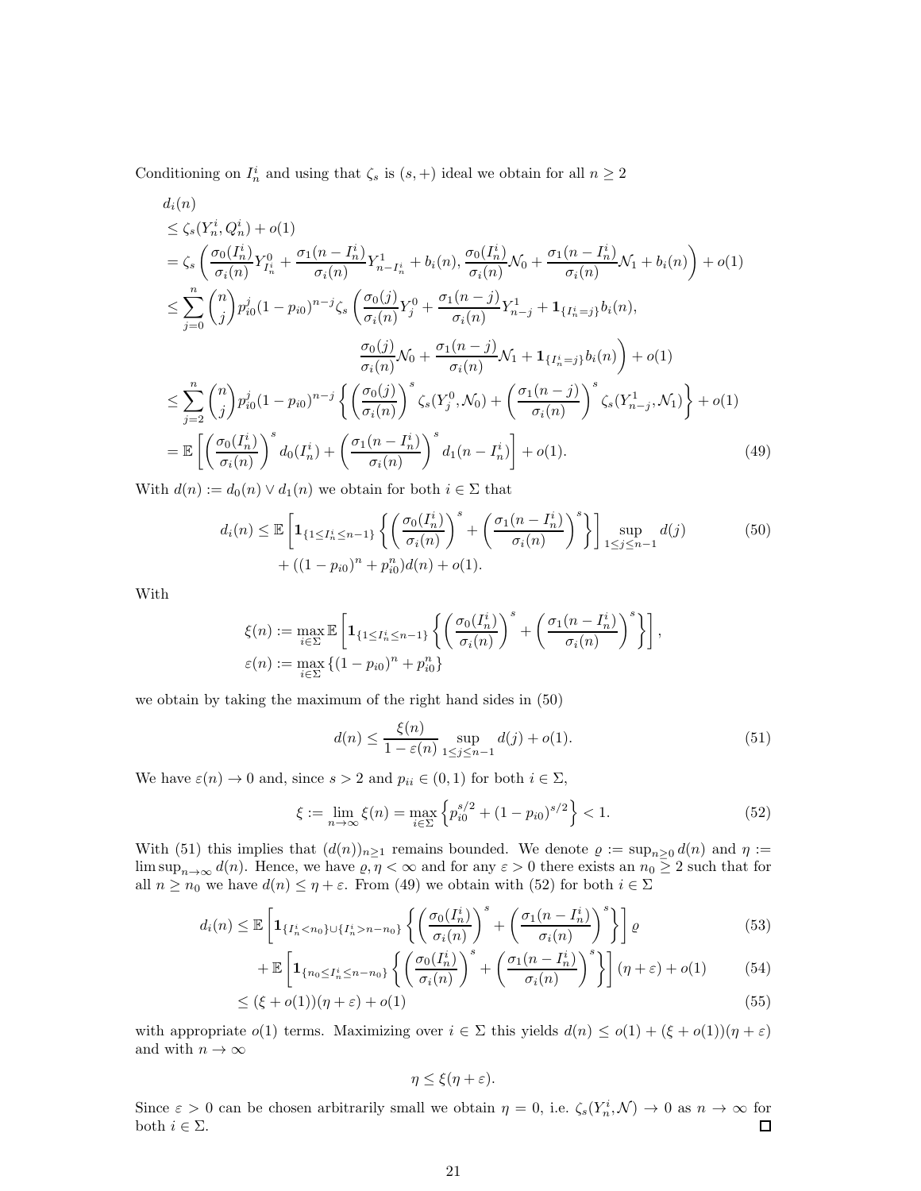Conditioning on $I_n^i$ and using that $\zeta_s$ is $(s,+)$ ideal we obtain for all $n \geq 2$

$$
\begin{aligned}
&d_i(n)\\
&\leq \zeta_s(Y_n^i, Q_n^i) + o(1)\\
&= \zeta_s\left(\frac{\sigma_0(I_n^i)}{\sigma_i(n)} Y^0_{I_n^i} + \frac{\sigma_1(n-I_n^i)}{\sigma_i(n)} Y^1_{n-I_n^i} + b_i(n), \frac{\sigma_0(I_n^i)}{\sigma_i(n)}\mathcal{N}_0 + \frac{\sigma_1(n-I_n^i)}{\sigma_i(n)}\mathcal{N}_1 + b_i(n)\right) + o(1)\\
&\leq \sum_{j=0}^n \binom{n}{j} p_{i0}^j (1-p_{i0})^{n-j} \zeta_s\left(\frac{\sigma_0(j)}{\sigma_i(n)} Y^0_j + \frac{\sigma_1(n-j)}{\sigma_i(n)} Y^1_{n-j} + \mathbf{1}_{\{I_n^i = j\}} b_i(n),\right.\\
&\qquad\qquad\qquad \left.\frac{\sigma_0(j)}{\sigma_i(n)}\mathcal{N}_0 + \frac{\sigma_1(n-j)}{\sigma_i(n)}\mathcal{N}_1 + \mathbf{1}_{\{I_n^i = j\}} b_i(n)\right) + o(1)\\
&\leq \sum_{j=2}^n \binom{n}{j} p_{i0}^j (1-p_{i0})^{n-j} \left\{ \left(\frac{\sigma_0(j)}{\sigma_i(n)}\right)^s \zeta_s(Y_j^0, \mathcal{N}_0) + \left(\frac{\sigma_1(n-j)}{\sigma_i(n)}\right)^s \zeta_s(Y^1_{n-j}, \mathcal{N}_1)\right\} + o(1)\\
&= \mathbb{E}\left[\left(\frac{\sigma_0(I_n^i)}{\sigma_i(n)}\right)^s d_0(I_n^i) + \left(\frac{\sigma_1(n-I_n^i)}{\sigma_i(n)}\right)^s d_1(n-I_n^i)\right] + o(1). \qquad (49)
\end{aligned}
$$

With $d(n) := d_0(n) \vee d_1(n)$ we obtain for both $i \in \Sigma$ that

$$
\begin{aligned}
d_i(n) \leq\; & \mathbb{E}\left[\mathbf{1}_{\{1 \leq I_n^i \leq n-1\}} \left\{ \left(\frac{\sigma_0(I_n^i)}{\sigma_i(n)}\right)^s + \left(\frac{\sigma_1(n-I_n^i)}{\sigma_i(n)}\right)^s \right\}\right] \sup_{1 \leq j \leq n-1} d(j) \qquad (50)\\
&+ ((1-p_{i0})^n + p_{i0}^n) d(n) + o(1).
\end{aligned}
$$

With

$$
\begin{aligned}
\xi(n) &:= \max_{i \in \Sigma} \mathbb{E}\left[\mathbf{1}_{\{1 \leq I_n^i \leq n-1\}} \left\{ \left(\frac{\sigma_0(I_n^i)}{\sigma_i(n)}\right)^s + \left(\frac{\sigma_1(n-I_n^i)}{\sigma_i(n)}\right)^s \right\}\right],\\
\varepsilon(n) &:= \max_{i \in \Sigma} \left\{(1-p_{i0})^n + p_{i0}^n\right\}
\end{aligned}
$$

we obtain by taking the maximum of the right hand sides in (50)

$$
d(n) \leq \frac{\xi(n)}{1-\varepsilon(n)} \sup_{1 \leq j \leq n-1} d(j) + o(1). \qquad (51)
$$

We have $\varepsilon(n) \to 0$ and, since $s > 2$ and $p_{ii} \in (0,1)$ for both $i \in \Sigma$,

$$
\xi := \lim_{n \to \infty} \xi(n) = \max_{i \in \Sigma} \left\{ p_{i0}^{s/2} + (1-p_{i0})^{s/2} \right\} < 1. \qquad (52)
$$

With (51) this implies that $(d(n))_{n \geq 1}$ remains bounded. We denote $\varrho := \sup_{n \geq 0} d(n)$ and $\eta := \limsup_{n \to \infty} d(n)$. Hence, we have $\varrho, \eta < \infty$ and for any $\varepsilon > 0$ there exists an $n_0 \geq 2$ such that for all $n \geq n_0$ we have $d(n) \leq \eta + \varepsilon$. From (49) we obtain with (52) for both $i \in \Sigma$

$$
\begin{aligned}
d_i(n) &\leq \mathbb{E}\left[\mathbf{1}_{\{I_n^i < n_0\} \cup \{I_n^i > n - n_0\}} \left\{ \left(\frac{\sigma_0(I_n^i)}{\sigma_i(n)}\right)^s + \left(\frac{\sigma_1(n-I_n^i)}{\sigma_i(n)}\right)^s \right\}\right] \varrho \qquad (53)\\
&\quad + \mathbb{E}\left[\mathbf{1}_{\{n_0 \leq I_n^i \leq n - n_0\}} \left\{ \left(\frac{\sigma_0(I_n^i)}{\sigma_i(n)}\right)^s + \left(\frac{\sigma_1(n-I_n^i)}{\sigma_i(n)}\right)^s \right\}\right] (\eta + \varepsilon) + o(1) \qquad (54)\\
&\leq (\xi + o(1))(\eta + \varepsilon) + o(1) \qquad (55)
\end{aligned}
$$

with appropriate $o(1)$ terms. Maximizing over $i \in \Sigma$ this yields $d(n) \leq o(1) + (\xi + o(1))(\eta + \varepsilon)$ and with $n \to \infty$

$$
\eta \leq \xi(\eta + \varepsilon).
$$

Since $\varepsilon > 0$ can be chosen arbitrarily small we obtain $\eta = 0$, i.e. $\zeta_s(Y_n^i, \mathcal{N}) \to 0$ as $n \to \infty$ for both $i \in \Sigma$. ∎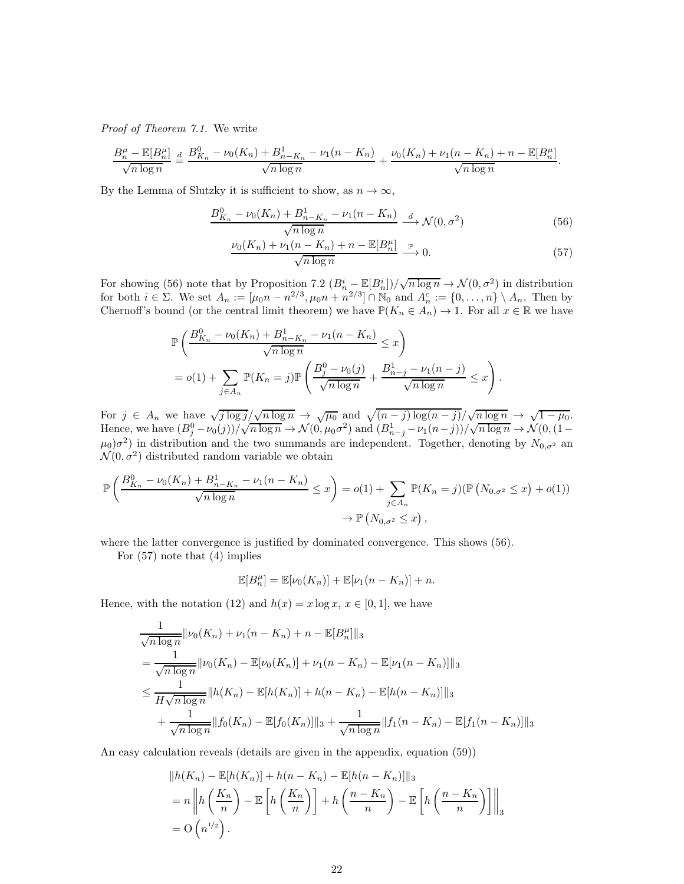*Proof of Theorem 7.1.* We write

$$\frac{B_n^\mu - \mathbb{E}[B_n^\mu]}{\sqrt{n\log n}} \stackrel{d}{=} \frac{B^0_{K_n} - \nu_0(K_n) + B^1_{n-K_n} - \nu_1(n-K_n)}{\sqrt{n\log n}} + \frac{\nu_0(K_n) + \nu_1(n-K_n) + n - \mathbb{E}[B_n^\mu]}{\sqrt{n\log n}}.$$

By the Lemma of Slutzky it is sufficient to show, as $n\to\infty$,

$$\frac{B^0_{K_n} - \nu_0(K_n) + B^1_{n-K_n} - \nu_1(n-K_n)}{\sqrt{n\log n}} \xrightarrow{d} \mathcal{N}(0,\sigma^2) \tag{56}$$

$$\frac{\nu_0(K_n) + \nu_1(n-K_n) + n - \mathbb{E}[B_n^\mu]}{\sqrt{n\log n}} \xrightarrow{\mathbb{P}} 0. \tag{57}$$

For showing (56) note that by Proposition 7.2 $(B_n^i - \mathbb{E}[B_n^i])/\sqrt{n\log n} \to \mathcal{N}(0,\sigma^2)$ in distribution for both $i\in\Sigma$. We set $A_n := [\mu_0 n - n^{2/3}, \mu_0 n + n^{2/3}] \cap \mathbb{N}_0$ and $A_n^c := \{0,\dots,n\}\setminus A_n$. Then by Chernoff's bound (or the central limit theorem) we have $\mathbb{P}(K_n\in A_n)\to 1$. For all $x\in\mathbb{R}$ we have

$$\begin{aligned}
&\mathbb{P}\left(\frac{B^0_{K_n} - \nu_0(K_n) + B^1_{n-K_n} - \nu_1(n-K_n)}{\sqrt{n\log n}} \le x\right)\\
&= o(1) + \sum_{j\in A_n} \mathbb{P}(K_n=j)\,\mathbb{P}\left(\frac{B^0_j - \nu_0(j)}{\sqrt{n\log n}} + \frac{B^1_{n-j} - \nu_1(n-j)}{\sqrt{n\log n}} \le x\right).
\end{aligned}$$

For $j\in A_n$ we have $\sqrt{j\log j}/\sqrt{n\log n} \to \sqrt{\mu_0}$ and $\sqrt{(n-j)\log(n-j)}/\sqrt{n\log n} \to \sqrt{1-\mu_0}$. Hence, we have $(B^0_j - \nu_0(j))/\sqrt{n\log n} \to \mathcal{N}(0,\mu_0\sigma^2)$ and $(B^1_{n-j} - \nu_1(n-j))/\sqrt{n\log n} \to \mathcal{N}(0,(1-\mu_0)\sigma^2)$ in distribution and the two summands are independent. Together, denoting by $N_{0,\sigma^2}$ an $\mathcal{N}(0,\sigma^2)$ distributed random variable we obtain

$$\begin{aligned}
\mathbb{P}\left(\frac{B^0_{K_n} - \nu_0(K_n) + B^1_{n-K_n} - \nu_1(n-K_n)}{\sqrt{n\log n}} \le x\right) &= o(1) + \sum_{j\in A_n}\mathbb{P}(K_n=j)(\mathbb{P}\left(N_{0,\sigma^2}\le x\right) + o(1))\\
&\to \mathbb{P}\left(N_{0,\sigma^2}\le x\right),
\end{aligned}$$

where the latter convergence is justified by dominated convergence. This shows (56).

For (57) note that (4) implies

$$\mathbb{E}[B_n^\mu] = \mathbb{E}[\nu_0(K_n)] + \mathbb{E}[\nu_1(n-K_n)] + n.$$

Hence, with the notation (12) and $h(x) = x\log x$, $x\in[0,1]$, we have

$$\begin{aligned}
&\frac{1}{\sqrt{n\log n}}\|\nu_0(K_n) + \nu_1(n-K_n) + n - \mathbb{E}[B_n^\mu]\|_3\\
&= \frac{1}{\sqrt{n\log n}}\|\nu_0(K_n) - \mathbb{E}[\nu_0(K_n)] + \nu_1(n-K_n) - \mathbb{E}[\nu_1(n-K_n)]\|_3\\
&\le \frac{1}{H\sqrt{n\log n}}\|h(K_n) - \mathbb{E}[h(K_n)] + h(n-K_n) - \mathbb{E}[h(n-K_n)]\|_3\\
&\quad + \frac{1}{\sqrt{n\log n}}\|f_0(K_n) - \mathbb{E}[f_0(K_n)]\|_3 + \frac{1}{\sqrt{n\log n}}\|f_1(n-K_n) - \mathbb{E}[f_1(n-K_n)]\|_3
\end{aligned}$$

An easy calculation reveals (details are given in the appendix, equation (59))

$$\begin{aligned}
&\|h(K_n) - \mathbb{E}[h(K_n)] + h(n-K_n) - \mathbb{E}[h(n-K_n)]\|_3\\
&= n\left\|h\left(\frac{K_n}{n}\right) - \mathbb{E}\left[h\left(\frac{K_n}{n}\right)\right] + h\left(\frac{n-K_n}{n}\right) - \mathbb{E}\left[h\left(\frac{n-K_n}{n}\right)\right]\right\|_3\\
&= \mathrm{O}\left(n^{1/2}\right).
\end{aligned}$$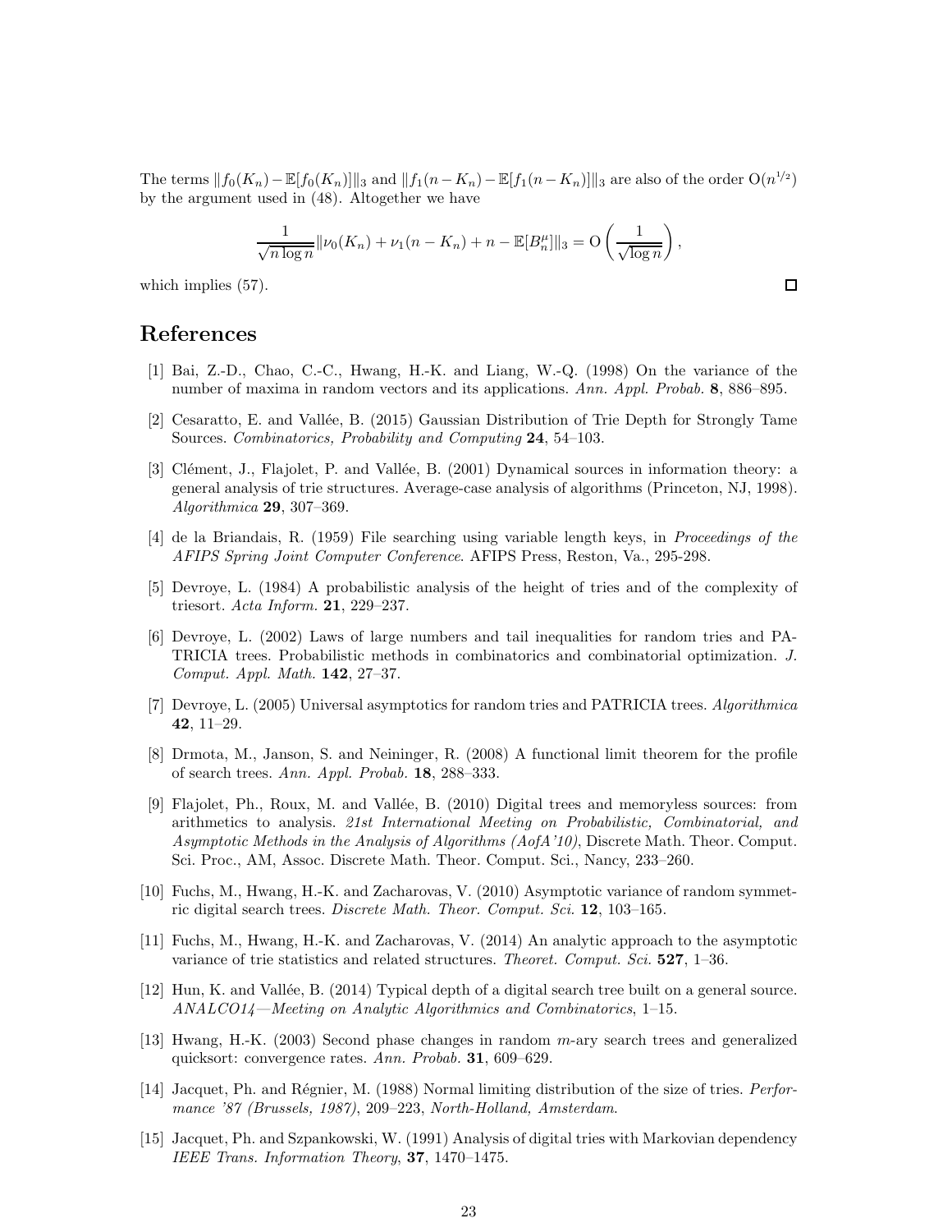The terms $\|f_0(K_n) - \mathbb{E}[f_0(K_n)]\|_3$ and $\|f_1(n-K_n) - \mathbb{E}[f_1(n-K_n)]\|_3$ are also of the order $\mathrm{O}(n^{1/2})$ by the argument used in (48). Altogether we have

$$\frac{1}{\sqrt{n \log n}} \|\nu_0(K_n) + \nu_1(n-K_n) + n - \mathbb{E}[B_n^\mu]\|_3 = \mathrm{O}\left(\frac{1}{\sqrt{\log n}}\right),$$

which implies (57). □

## References

[1] Bai, Z.-D., Chao, C.-C., Hwang, H.-K. and Liang, W.-Q. (1998) On the variance of the number of maxima in random vectors and its applications. *Ann. Appl. Probab.* **8**, 886–895.

[2] Cesaratto, E. and Vallée, B. (2015) Gaussian Distribution of Trie Depth for Strongly Tame Sources. *Combinatorics, Probability and Computing* **24**, 54–103.

[3] Clément, J., Flajolet, P. and Vallée, B. (2001) Dynamical sources in information theory: a general analysis of trie structures. Average-case analysis of algorithms (Princeton, NJ, 1998). *Algorithmica* **29**, 307–369.

[4] de la Briandais, R. (1959) File searching using variable length keys, in *Proceedings of the AFIPS Spring Joint Computer Conference*. AFIPS Press, Reston, Va., 295-298.

[5] Devroye, L. (1984) A probabilistic analysis of the height of tries and of the complexity of triesort. *Acta Inform.* **21**, 229–237.

[6] Devroye, L. (2002) Laws of large numbers and tail inequalities for random tries and PATRICIA trees. Probabilistic methods in combinatorics and combinatorial optimization. *J. Comput. Appl. Math.* **142**, 27–37.

[7] Devroye, L. (2005) Universal asymptotics for random tries and PATRICIA trees. *Algorithmica* **42**, 11–29.

[8] Drmota, M., Janson, S. and Neininger, R. (2008) A functional limit theorem for the profile of search trees. *Ann. Appl. Probab.* **18**, 288–333.

[9] Flajolet, Ph., Roux, M. and Vallée, B. (2010) Digital trees and memoryless sources: from arithmetics to analysis. *21st International Meeting on Probabilistic, Combinatorial, and Asymptotic Methods in the Analysis of Algorithms (AofA'10)*, Discrete Math. Theor. Comput. Sci. Proc., AM, Assoc. Discrete Math. Theor. Comput. Sci., Nancy, 233–260.

[10] Fuchs, M., Hwang, H.-K. and Zacharovas, V. (2010) Asymptotic variance of random symmetric digital search trees. *Discrete Math. Theor. Comput. Sci.* **12**, 103–165.

[11] Fuchs, M., Hwang, H.-K. and Zacharovas, V. (2014) An analytic approach to the asymptotic variance of trie statistics and related structures. *Theoret. Comput. Sci.* **527**, 1–36.

[12] Hun, K. and Vallée, B. (2014) Typical depth of a digital search tree built on a general source. *ANALCO14—Meeting on Analytic Algorithmics and Combinatorics*, 1–15.

[13] Hwang, H.-K. (2003) Second phase changes in random $m$-ary search trees and generalized quicksort: convergence rates. *Ann. Probab.* **31**, 609–629.

[14] Jacquet, Ph. and Régnier, M. (1988) Normal limiting distribution of the size of tries. *Performance '87 (Brussels, 1987)*, 209–223, *North-Holland, Amsterdam*.

[15] Jacquet, Ph. and Szpankowski, W. (1991) Analysis of digital tries with Markovian dependency *IEEE Trans. Information Theory*, **37**, 1470–1475.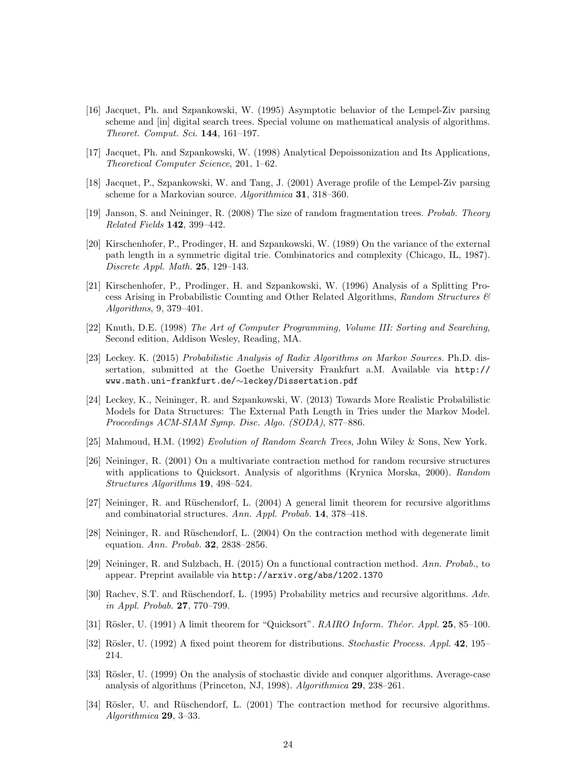[16] Jacquet, Ph. and Szpankowski, W. (1995) Asymptotic behavior of the Lempel-Ziv parsing scheme and [in] digital search trees. Special volume on mathematical analysis of algorithms. *Theoret. Comput. Sci.* **144**, 161–197.

[17] Jacquet, Ph. and Szpankowski, W. (1998) Analytical Depoissonization and Its Applications, *Theoretical Computer Science*, 201, 1–62.

[18] Jacquet, P., Szpankowski, W. and Tang, J. (2001) Average profile of the Lempel-Ziv parsing scheme for a Markovian source. *Algorithmica* **31**, 318–360.

[19] Janson, S. and Neininger, R. (2008) The size of random fragmentation trees. *Probab. Theory Related Fields* **142**, 399–442.

[20] Kirschenhofer, P., Prodinger, H. and Szpankowski, W. (1989) On the variance of the external path length in a symmetric digital trie. Combinatorics and complexity (Chicago, IL, 1987). *Discrete Appl. Math.* **25**, 129–143.

[21] Kirschenhofer, P., Prodinger, H. and Szpankowski, W. (1996) Analysis of a Splitting Process Arising in Probabilistic Counting and Other Related Algorithms, *Random Structures & Algorithms*, 9, 379–401.

[22] Knuth, D.E. (1998) *The Art of Computer Programming, Volume III: Sorting and Searching*, Second edition, Addison Wesley, Reading, MA.

[23] Leckey. K. (2015) *Probabilistic Analysis of Radix Algorithms on Markov Sources.* Ph.D. dissertation, submitted at the Goethe University Frankfurt a.M. Available via http://www.math.uni-frankfurt.de/∼leckey/Dissertation.pdf

[24] Leckey, K., Neininger, R. and Szpankowski, W. (2013) Towards More Realistic Probabilistic Models for Data Structures: The External Path Length in Tries under the Markov Model. *Proceedings ACM-SIAM Symp. Disc. Algo. (SODA)*, 877–886.

[25] Mahmoud, H.M. (1992) *Evolution of Random Search Trees*, John Wiley & Sons, New York.

[26] Neininger, R. (2001) On a multivariate contraction method for random recursive structures with applications to Quicksort. Analysis of algorithms (Krynica Morska, 2000). *Random Structures Algorithms* **19**, 498–524.

[27] Neininger, R. and Rüschendorf, L. (2004) A general limit theorem for recursive algorithms and combinatorial structures. *Ann. Appl. Probab.* **14**, 378–418.

[28] Neininger, R. and Rüschendorf, L. (2004) On the contraction method with degenerate limit equation. *Ann. Probab.* **32**, 2838–2856.

[29] Neininger, R. and Sulzbach, H. (2015) On a functional contraction method. *Ann. Probab.*, to appear. Preprint available via http://arxiv.org/abs/1202.1370

[30] Rachev, S.T. and Rüschendorf, L. (1995) Probability metrics and recursive algorithms. *Adv. in Appl. Probab.* **27**, 770–799.

[31] Rösler, U. (1991) A limit theorem for "Quicksort". *RAIRO Inform. Théor. Appl.* **25**, 85–100.

[32] Rösler, U. (1992) A fixed point theorem for distributions. *Stochastic Process. Appl.* **42**, 195–214.

[33] Rösler, U. (1999) On the analysis of stochastic divide and conquer algorithms. Average-case analysis of algorithms (Princeton, NJ, 1998). *Algorithmica* **29**, 238–261.

[34] Rösler, U. and Rüschendorf, L. (2001) The contraction method for recursive algorithms. *Algorithmica* **29**, 3–33.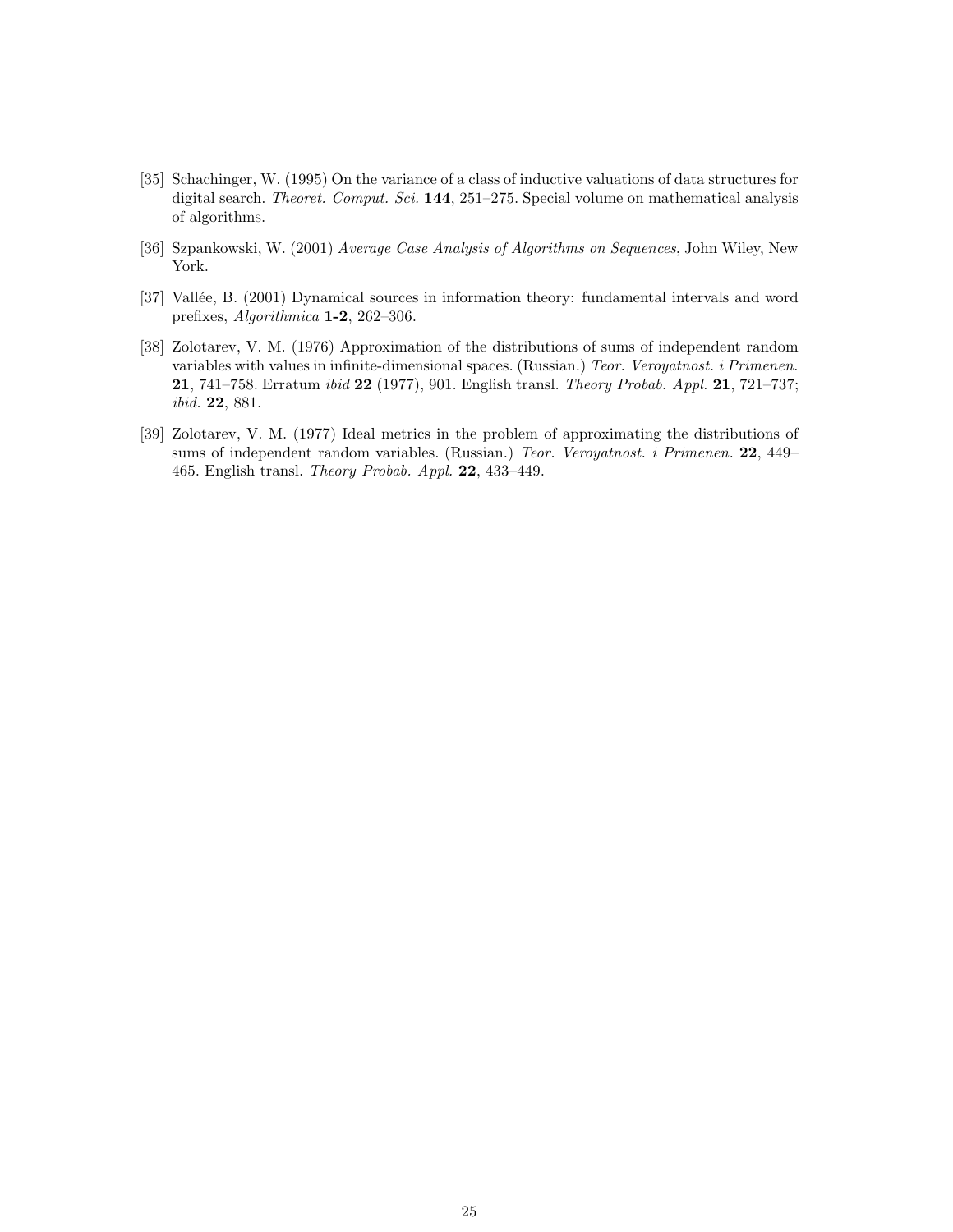[35] Schachinger, W. (1995) On the variance of a class of inductive valuations of data structures for digital search. *Theoret. Comput. Sci.* **144**, 251–275. Special volume on mathematical analysis of algorithms.

[36] Szpankowski, W. (2001) *Average Case Analysis of Algorithms on Sequences*, John Wiley, New York.

[37] Vallée, B. (2001) Dynamical sources in information theory: fundamental intervals and word prefixes, *Algorithmica* **1-2**, 262–306.

[38] Zolotarev, V. M. (1976) Approximation of the distributions of sums of independent random variables with values in infinite-dimensional spaces. (Russian.) *Teor. Veroyatnost. i Primenen.* **21**, 741–758. Erratum *ibid* **22** (1977), 901. English transl. *Theory Probab. Appl.* **21**, 721–737; *ibid.* **22**, 881.

[39] Zolotarev, V. M. (1977) Ideal metrics in the problem of approximating the distributions of sums of independent random variables. (Russian.) *Teor. Veroyatnost. i Primenen.* **22**, 449–465. English transl. *Theory Probab. Appl.* **22**, 433–449.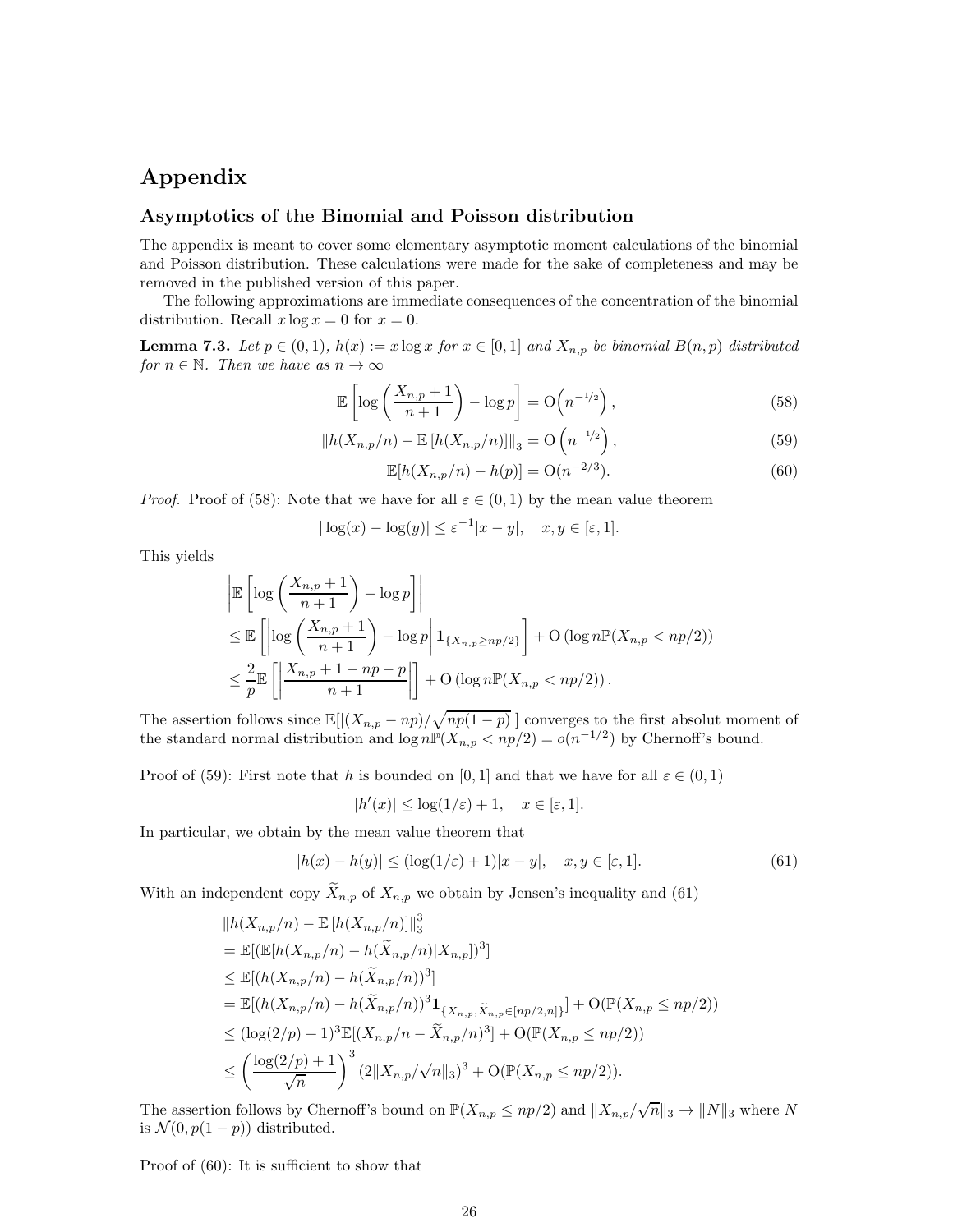# Appendix

## Asymptotics of the Binomial and Poisson distribution

The appendix is meant to cover some elementary asymptotic moment calculations of the binomial and Poisson distribution. These calculations were made for the sake of completeness and may be removed in the published version of this paper.

The following approximations are immediate consequences of the concentration of the binomial distribution. Recall $x \log x = 0$ for $x = 0$.

**Lemma 7.3.** *Let $p \in (0,1)$, $h(x) := x \log x$ for $x \in [0,1]$ and $X_{n,p}$ be binomial $B(n,p)$ distributed for $n \in \mathbb{N}$. Then we have as $n \to \infty$*

$$\mathbb{E}\left[\log\left(\frac{X_{n,p}+1}{n+1}\right) - \log p\right] = \mathrm{O}\left(n^{-1/2}\right), \tag{58}$$

$$\|h(X_{n,p}/n) - \mathbb{E}\left[h(X_{n,p}/n)\right]\|_3 = \mathrm{O}\left(n^{-1/2}\right), \tag{59}$$

$$\mathbb{E}[h(X_{n,p}/n) - h(p)] = \mathrm{O}(n^{-2/3}). \tag{60}$$

*Proof.* Proof of (58): Note that we have for all $\varepsilon \in (0,1)$ by the mean value theorem

$$|\log(x) - \log(y)| \leq \varepsilon^{-1}|x-y|, \quad x, y \in [\varepsilon, 1].$$

This yields

$$\begin{aligned}
&\left|\mathbb{E}\left[\log\left(\frac{X_{n,p}+1}{n+1}\right) - \log p\right]\right| \\
&\leq \mathbb{E}\left[\left|\log\left(\frac{X_{n,p}+1}{n+1}\right) - \log p\right| \mathbf{1}_{\{X_{n,p} \geq np/2\}}\right] + \mathrm{O}\left(\log n \mathbb{P}(X_{n,p} < np/2)\right) \\
&\leq \frac{2}{p}\mathbb{E}\left[\left|\frac{X_{n,p}+1-np-p}{n+1}\right|\right] + \mathrm{O}\left(\log n \mathbb{P}(X_{n,p} < np/2)\right).
\end{aligned}$$

The assertion follows since $\mathbb{E}[|(X_{n,p}-np)/\sqrt{np(1-p)}|]$ converges to the first absolut moment of the standard normal distribution and $\log n \mathbb{P}(X_{n,p} < np/2) = o(n^{-1/2})$ by Chernoff's bound.

Proof of (59): First note that $h$ is bounded on $[0,1]$ and that we have for all $\varepsilon \in (0,1)$

$$|h'(x)| \leq \log(1/\varepsilon) + 1, \quad x \in [\varepsilon, 1].$$

In particular, we obtain by the mean value theorem that

$$|h(x) - h(y)| \leq (\log(1/\varepsilon) + 1)|x-y|, \quad x, y \in [\varepsilon, 1]. \tag{61}$$

With an independent copy $\widetilde{X}_{n,p}$ of $X_{n,p}$ we obtain by Jensen's inequality and (61)

$$\begin{aligned}
&\|h(X_{n,p}/n) - \mathbb{E}\left[h(X_{n,p}/n)\right]\|_3^3 \\
&= \mathbb{E}[(\mathbb{E}[h(X_{n,p}/n) - h(\widetilde{X}_{n,p}/n)|X_{n,p}])^3] \\
&\leq \mathbb{E}[(h(X_{n,p}/n) - h(\widetilde{X}_{n,p}/n))^3] \\
&= \mathbb{E}[(h(X_{n,p}/n) - h(\widetilde{X}_{n,p}/n))^3 \mathbf{1}_{\{X_{n,p}, \widetilde{X}_{n,p} \in [np/2, n]\}}] + \mathrm{O}(\mathbb{P}(X_{n,p} \leq np/2)) \\
&\leq (\log(2/p)+1)^3 \mathbb{E}[(X_{n,p}/n - \widetilde{X}_{n,p}/n)^3] + \mathrm{O}(\mathbb{P}(X_{n,p} \leq np/2)) \\
&\leq \left(\frac{\log(2/p)+1}{\sqrt{n}}\right)^3 (2\|X_{n,p}/\sqrt{n}\|_3)^3 + \mathrm{O}(\mathbb{P}(X_{n,p} \leq np/2)).
\end{aligned}$$

The assertion follows by Chernoff's bound on $\mathbb{P}(X_{n,p} \leq np/2)$ and $\|X_{n,p}/\sqrt{n}\|_3 \to \|N\|_3$ where $N$ is $\mathcal{N}(0, p(1-p))$ distributed.

Proof of (60): It is sufficient to show that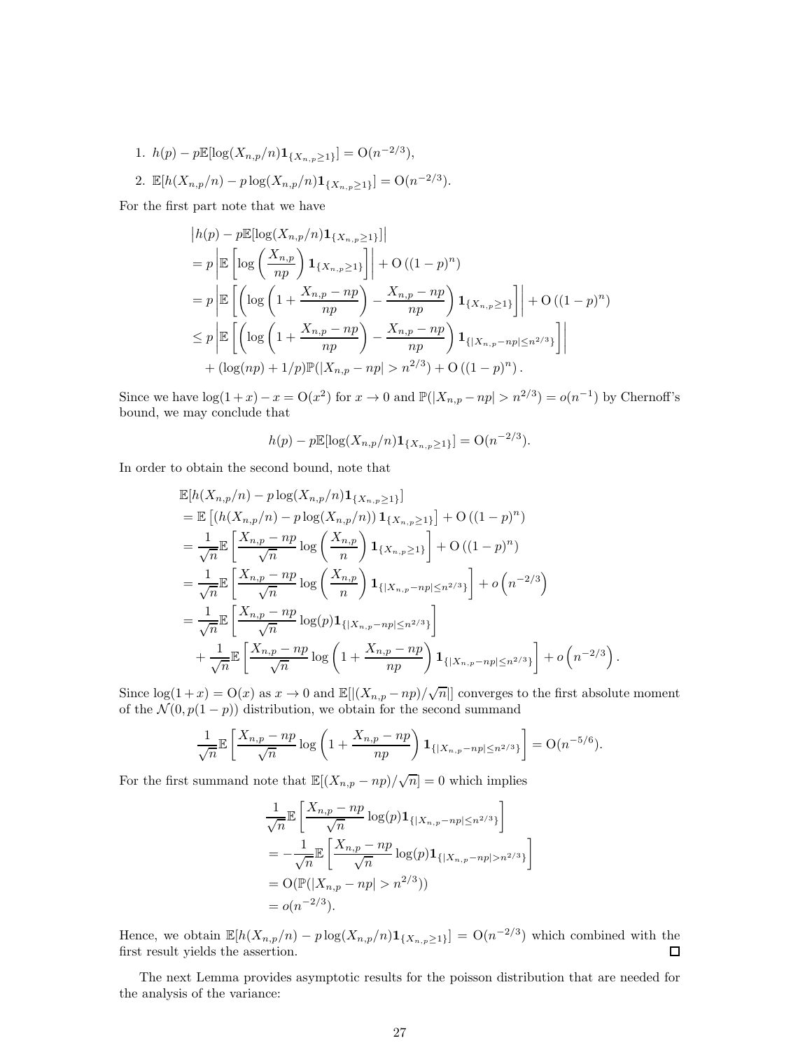1. $h(p) - p\mathbb{E}[\log(X_{n,p}/n)\mathbf{1}_{\{X_{n,p}\geq 1\}}] = \mathrm{O}(n^{-2/3})$,
2. $\mathbb{E}[h(X_{n,p}/n) - p\log(X_{n,p}/n)\mathbf{1}_{\{X_{n,p}\geq 1\}}] = \mathrm{O}(n^{-2/3})$.

For the first part note that we have

$$
\begin{aligned}
&\left|h(p) - p\mathbb{E}[\log(X_{n,p}/n)\mathbf{1}_{\{X_{n,p}\geq 1\}}]\right| \\
&= p\left|\mathbb{E}\left[\log\left(\frac{X_{n,p}}{np}\right)\mathbf{1}_{\{X_{n,p}\geq 1\}}\right]\right| + \mathrm{O}\left((1-p)^n\right) \\
&= p\left|\mathbb{E}\left[\left(\log\left(1+\frac{X_{n,p}-np}{np}\right) - \frac{X_{n,p}-np}{np}\right)\mathbf{1}_{\{X_{n,p}\geq 1\}}\right]\right| + \mathrm{O}\left((1-p)^n\right) \\
&\leq p\left|\mathbb{E}\left[\left(\log\left(1+\frac{X_{n,p}-np}{np}\right) - \frac{X_{n,p}-np}{np}\right)\mathbf{1}_{\{|X_{n,p}-np|\leq n^{2/3}\}}\right]\right| \\
&\quad + (\log(np) + 1/p)\mathbb{P}(|X_{n,p}-np| > n^{2/3}) + \mathrm{O}\left((1-p)^n\right).
\end{aligned}
$$

Since we have $\log(1+x) - x = \mathrm{O}(x^2)$ for $x \to 0$ and $\mathbb{P}(|X_{n,p}-np| > n^{2/3}) = o(n^{-1})$ by Chernoff's bound, we may conclude that

$$
h(p) - p\mathbb{E}[\log(X_{n,p}/n)\mathbf{1}_{\{X_{n,p}\geq 1\}}] = \mathrm{O}(n^{-2/3}).
$$

In order to obtain the second bound, note that

$$
\begin{aligned}
&\mathbb{E}[h(X_{n,p}/n) - p\log(X_{n,p}/n)\mathbf{1}_{\{X_{n,p}\geq 1\}}] \\
&= \mathbb{E}\left[\left(h(X_{n,p}/n) - p\log(X_{n,p}/n)\right)\mathbf{1}_{\{X_{n,p}\geq 1\}}\right] + \mathrm{O}\left((1-p)^n\right) \\
&= \frac{1}{\sqrt{n}}\mathbb{E}\left[\frac{X_{n,p}-np}{\sqrt{n}}\log\left(\frac{X_{n,p}}{n}\right)\mathbf{1}_{\{X_{n,p}\geq 1\}}\right] + \mathrm{O}\left((1-p)^n\right) \\
&= \frac{1}{\sqrt{n}}\mathbb{E}\left[\frac{X_{n,p}-np}{\sqrt{n}}\log\left(\frac{X_{n,p}}{n}\right)\mathbf{1}_{\{|X_{n,p}-np|\leq n^{2/3}\}}\right] + o\left(n^{-2/3}\right) \\
&= \frac{1}{\sqrt{n}}\mathbb{E}\left[\frac{X_{n,p}-np}{\sqrt{n}}\log(p)\mathbf{1}_{\{|X_{n,p}-np|\leq n^{2/3}\}}\right] \\
&\quad + \frac{1}{\sqrt{n}}\mathbb{E}\left[\frac{X_{n,p}-np}{\sqrt{n}}\log\left(1+\frac{X_{n,p}-np}{np}\right)\mathbf{1}_{\{|X_{n,p}-np|\leq n^{2/3}\}}\right] + o\left(n^{-2/3}\right).
\end{aligned}
$$

Since $\log(1+x) = \mathrm{O}(x)$ as $x \to 0$ and $\mathbb{E}[|(X_{n,p}-np)/\sqrt{n}|]$ converges to the first absolute moment of the $\mathcal{N}(0, p(1-p))$ distribution, we obtain for the second summand

$$
\frac{1}{\sqrt{n}}\mathbb{E}\left[\frac{X_{n,p}-np}{\sqrt{n}}\log\left(1+\frac{X_{n,p}-np}{np}\right)\mathbf{1}_{\{|X_{n,p}-np|\leq n^{2/3}\}}\right] = \mathrm{O}(n^{-5/6}).
$$

For the first summand note that $\mathbb{E}[(X_{n,p}-np)/\sqrt{n}] = 0$ which implies

$$
\begin{aligned}
&\frac{1}{\sqrt{n}}\mathbb{E}\left[\frac{X_{n,p}-np}{\sqrt{n}}\log(p)\mathbf{1}_{\{|X_{n,p}-np|\leq n^{2/3}\}}\right] \\
&= -\frac{1}{\sqrt{n}}\mathbb{E}\left[\frac{X_{n,p}-np}{\sqrt{n}}\log(p)\mathbf{1}_{\{|X_{n,p}-np|> n^{2/3}\}}\right] \\
&= \mathrm{O}(\mathbb{P}(|X_{n,p}-np| > n^{2/3})) \\
&= o(n^{-2/3}).
\end{aligned}
$$

Hence, we obtain $\mathbb{E}[h(X_{n,p}/n) - p\log(X_{n,p}/n)\mathbf{1}_{\{X_{n,p}\geq 1\}}] = \mathrm{O}(n^{-2/3})$ which combined with the first result yields the assertion. □

The next Lemma provides asymptotic results for the poisson distribution that are needed for the analysis of the variance: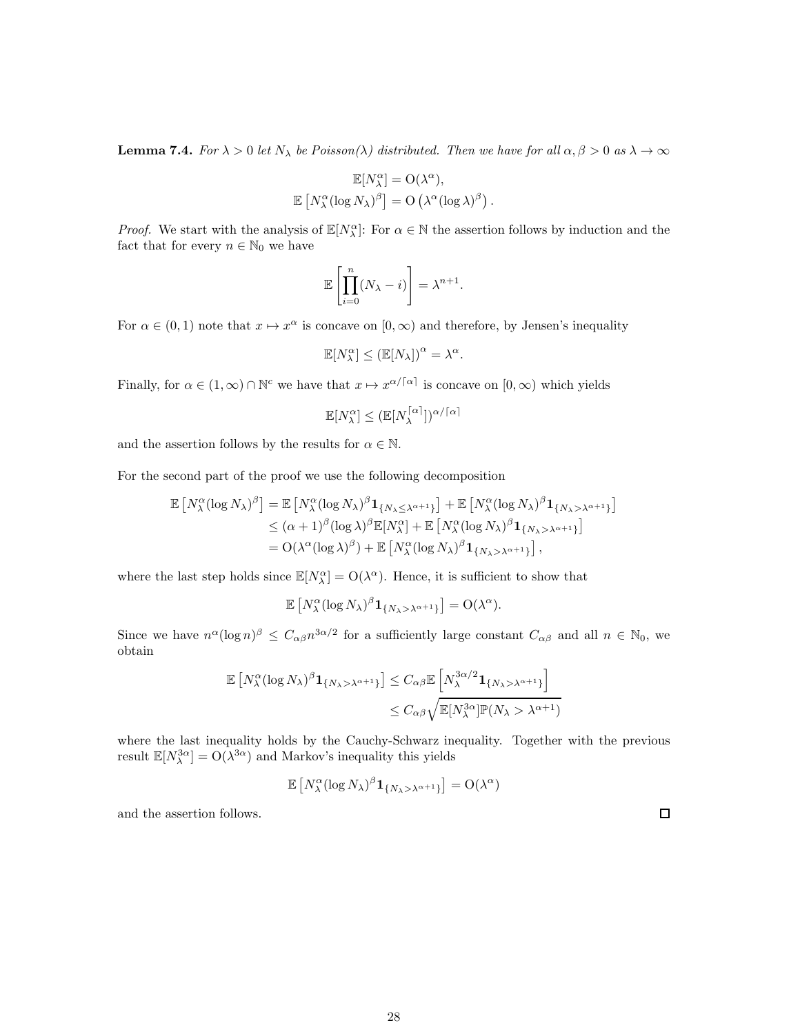**Lemma 7.4.** *For $\lambda > 0$ let $N_\lambda$ be Poisson($\lambda$) distributed. Then we have for all $\alpha, \beta > 0$ as $\lambda \to \infty$*

$$\mathbb{E}[N_\lambda^\alpha] = \mathrm{O}(\lambda^\alpha),$$
$$\mathbb{E}\left[N_\lambda^\alpha (\log N_\lambda)^\beta\right] = \mathrm{O}\left(\lambda^\alpha (\log \lambda)^\beta\right).$$

*Proof.* We start with the analysis of $\mathbb{E}[N_\lambda^\alpha]$: For $\alpha \in \mathbb{N}$ the assertion follows by induction and the fact that for every $n \in \mathbb{N}_0$ we have

$$\mathbb{E}\left[\prod_{i=0}^{n}(N_\lambda - i)\right] = \lambda^{n+1}.$$

For $\alpha \in (0,1)$ note that $x \mapsto x^\alpha$ is concave on $[0,\infty)$ and therefore, by Jensen's inequality

$$\mathbb{E}[N_\lambda^\alpha] \le \left(\mathbb{E}[N_\lambda]\right)^\alpha = \lambda^\alpha.$$

Finally, for $\alpha \in (1,\infty) \cap \mathbb{N}^c$ we have that $x \mapsto x^{\alpha/\lceil \alpha \rceil}$ is concave on $[0,\infty)$ which yields

$$\mathbb{E}[N_\lambda^\alpha] \le (\mathbb{E}[N_\lambda^{\lceil \alpha \rceil}])^{\alpha/\lceil \alpha \rceil}$$

and the assertion follows by the results for $\alpha \in \mathbb{N}$.

For the second part of the proof we use the following decomposition

$$\begin{aligned}
\mathbb{E}\left[N_\lambda^\alpha (\log N_\lambda)^\beta\right] &= \mathbb{E}\left[N_\lambda^\alpha (\log N_\lambda)^\beta \mathbf{1}_{\{N_\lambda \le \lambda^{\alpha+1}\}}\right] + \mathbb{E}\left[N_\lambda^\alpha (\log N_\lambda)^\beta \mathbf{1}_{\{N_\lambda > \lambda^{\alpha+1}\}}\right] \\
&\le (\alpha+1)^\beta (\log \lambda)^\beta \mathbb{E}[N_\lambda^\alpha] + \mathbb{E}\left[N_\lambda^\alpha (\log N_\lambda)^\beta \mathbf{1}_{\{N_\lambda > \lambda^{\alpha+1}\}}\right] \\
&= \mathrm{O}(\lambda^\alpha (\log \lambda)^\beta) + \mathbb{E}\left[N_\lambda^\alpha (\log N_\lambda)^\beta \mathbf{1}_{\{N_\lambda > \lambda^{\alpha+1}\}}\right],
\end{aligned}$$

where the last step holds since $\mathbb{E}[N_\lambda^\alpha] = \mathrm{O}(\lambda^\alpha)$. Hence, it is sufficient to show that

$$\mathbb{E}\left[N_\lambda^\alpha (\log N_\lambda)^\beta \mathbf{1}_{\{N_\lambda > \lambda^{\alpha+1}\}}\right] = \mathrm{O}(\lambda^\alpha).$$

Since we have $n^\alpha (\log n)^\beta \le C_{\alpha\beta} n^{3\alpha/2}$ for a sufficiently large constant $C_{\alpha\beta}$ and all $n \in \mathbb{N}_0$, we obtain

$$\begin{aligned}
\mathbb{E}\left[N_\lambda^\alpha (\log N_\lambda)^\beta \mathbf{1}_{\{N_\lambda > \lambda^{\alpha+1}\}}\right] &\le C_{\alpha\beta} \mathbb{E}\left[N_\lambda^{3\alpha/2} \mathbf{1}_{\{N_\lambda > \lambda^{\alpha+1}\}}\right] \\
&\le C_{\alpha\beta} \sqrt{\mathbb{E}[N_\lambda^{3\alpha}] \mathbb{P}(N_\lambda > \lambda^{\alpha+1})}
\end{aligned}$$

where the last inequality holds by the Cauchy-Schwarz inequality. Together with the previous result $\mathbb{E}[N_\lambda^{3\alpha}] = \mathrm{O}(\lambda^{3\alpha})$ and Markov's inequality this yields

$$\mathbb{E}\left[N_\lambda^\alpha (\log N_\lambda)^\beta \mathbf{1}_{\{N_\lambda > \lambda^{\alpha+1}\}}\right] = \mathrm{O}(\lambda^\alpha)$$

and the assertion follows. $\square$